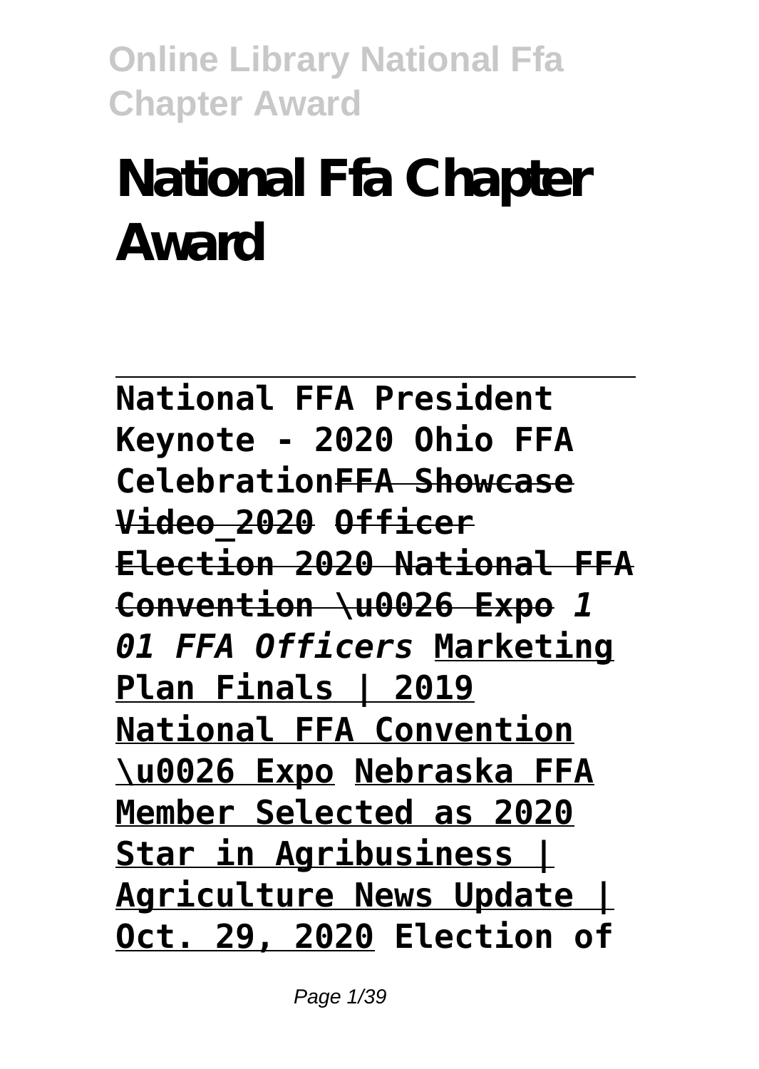# National Ffa Chapter Award

National FFA President Keynote - 2020 Ohio FFA Celebration~~FFA Showcase Video_2020~~ ~~Officer Election 2020 National FFA Convention \u0026 Expo~~ *1 01 FFA Officers* Marketing Plan Finals | 2019 National FFA Convention \u0026 Expo Nebraska FFA Member Selected as 2020 Star in Agribusiness | Agriculture News Update | Oct. 29, 2020 Election of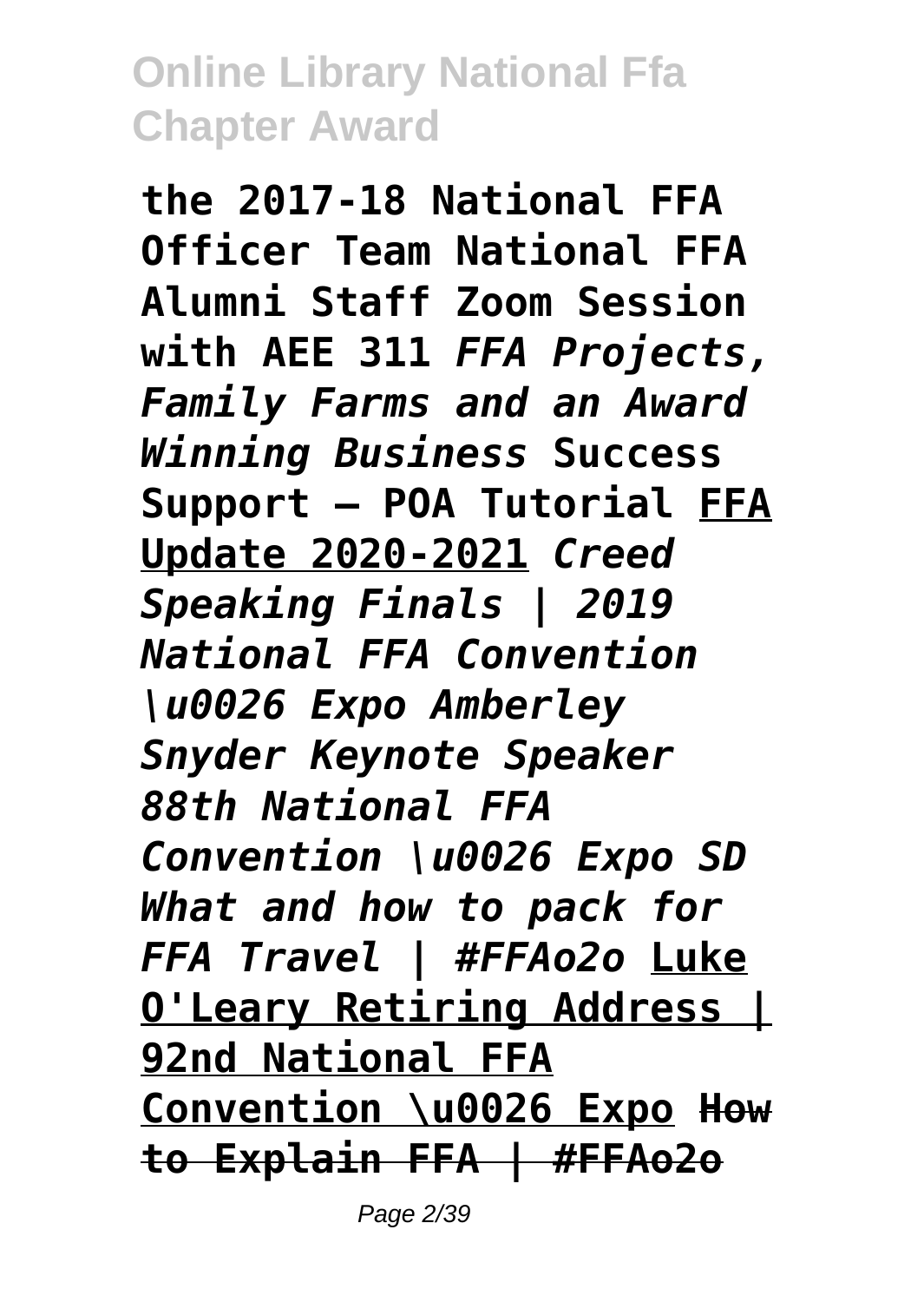**the 2017-18 National FFA Officer Team National FFA Alumni Staff Zoom Session with AEE 311** ***FFA Projects, Family Farms and an Award Winning Business*** **Success Support – POA Tutorial** **FFA Update 2020-2021** ***Creed Speaking Finals | 2019 National FFA Convention \u0026 Expo Amberley Snyder Keynote Speaker 88th National FFA Convention \u0026 Expo SD What and how to pack for FFA Travel | #FFAo2o*** **Luke O'Leary Retiring Address | 92nd National FFA Convention \u0026 Expo** ~~**How to Explain FFA | #FFAo2o**~~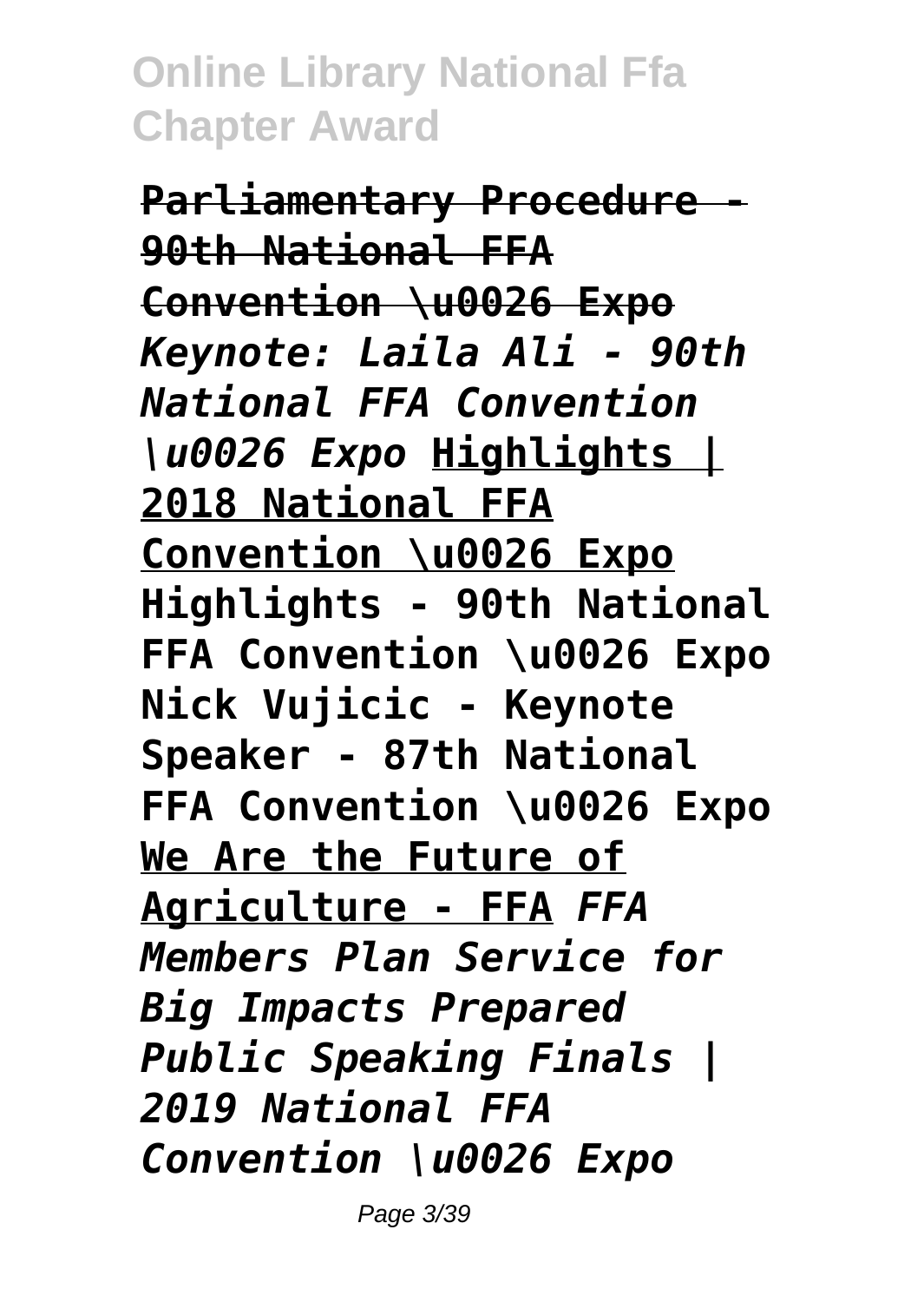**Parliamentary Procedure - 90th National FFA Convention \u0026 Expo** ***Keynote: Laila Ali - 90th National FFA Convention \u0026 Expo*** **Highlights | 2018 National FFA Convention \u0026 Expo** **Highlights - 90th National FFA Convention \u0026 Expo** **Nick Vujicic - Keynote Speaker - 87th National FFA Convention \u0026 Expo** **We Are the Future of Agriculture - FFA** ***FFA Members Plan Service for Big Impacts*** ***Prepared Public Speaking Finals | 2019 National FFA Convention \u0026 Expo***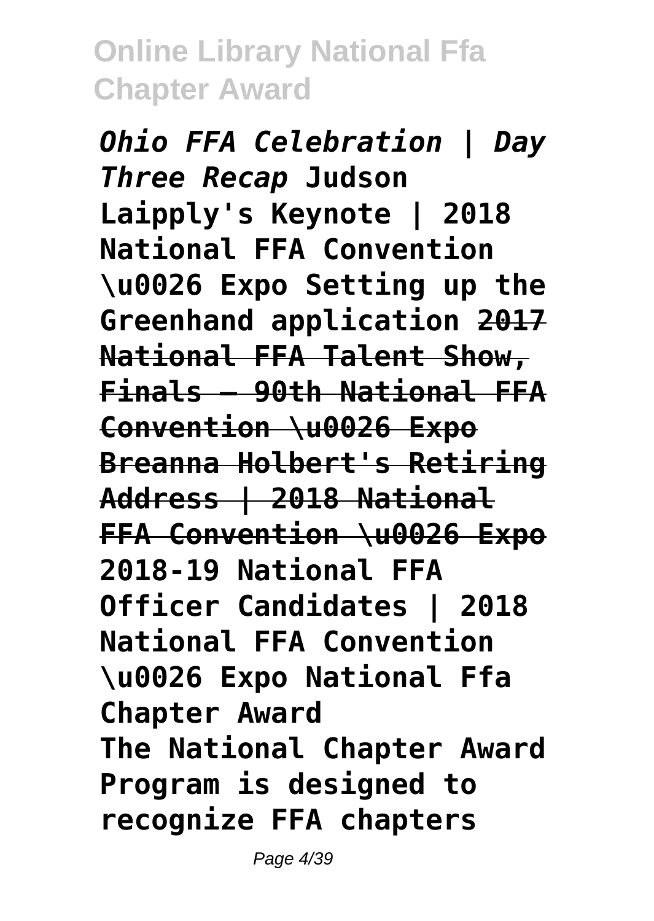*Ohio FFA Celebration | Day Three Recap* **Judson Laipply's Keynote | 2018 National FFA Convention \u0026 Expo Setting up the Greenhand application** ~~**2017 National FFA Talent Show, Finals — 90th National FFA Convention \u0026 Expo**~~ ~~**Breanna Holbert's Retiring Address | 2018 National FFA Convention \u0026 Expo**~~ **2018-19 National FFA Officer Candidates | 2018 National FFA Convention \u0026 Expo National Ffa Chapter Award**

**The National Chapter Award Program is designed to recognize FFA chapters**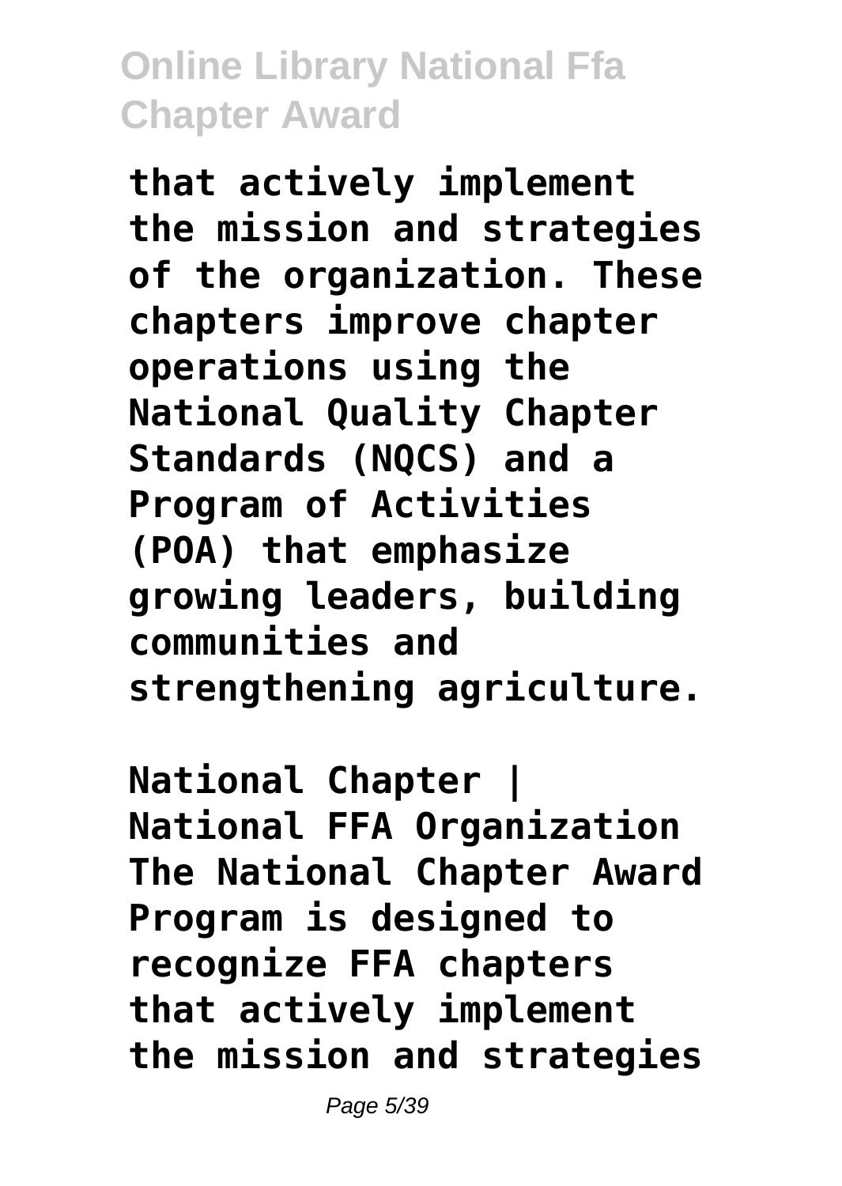that actively implement the mission and strategies of the organization. These chapters improve chapter operations using the National Quality Chapter Standards (NQCS) and a Program of Activities (POA) that emphasize growing leaders, building communities and strengthening agriculture.

**National Chapter | National FFA Organization**

The National Chapter Award Program is designed to recognize FFA chapters that actively implement the mission and strategies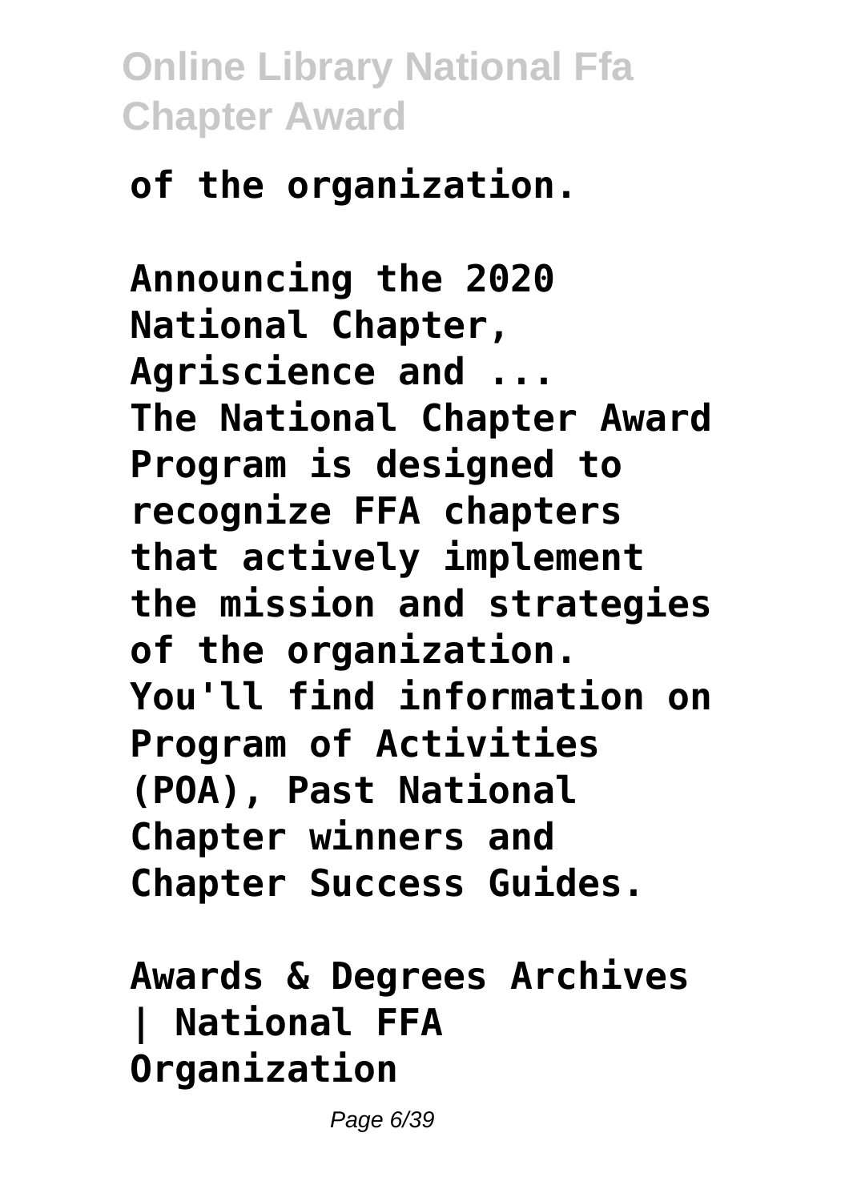**of the organization.**

**Announcing the 2020 National Chapter, Agriscience and ...**

**The National Chapter Award Program is designed to recognize FFA chapters that actively implement the mission and strategies of the organization. You'll find information on Program of Activities (POA), Past National Chapter winners and Chapter Success Guides.**

**Awards & Degrees Archives | National FFA Organization**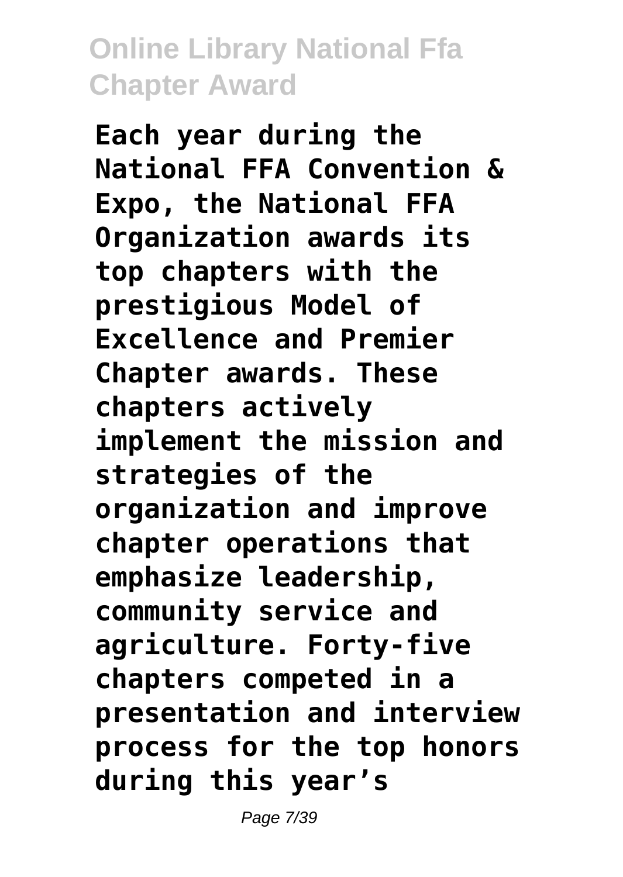**Each year during the National FFA Convention & Expo, the National FFA Organization awards its top chapters with the prestigious Model of Excellence and Premier Chapter awards. These chapters actively implement the mission and strategies of the organization and improve chapter operations that emphasize leadership, community service and agriculture. Forty-five chapters competed in a presentation and interview process for the top honors during this year's**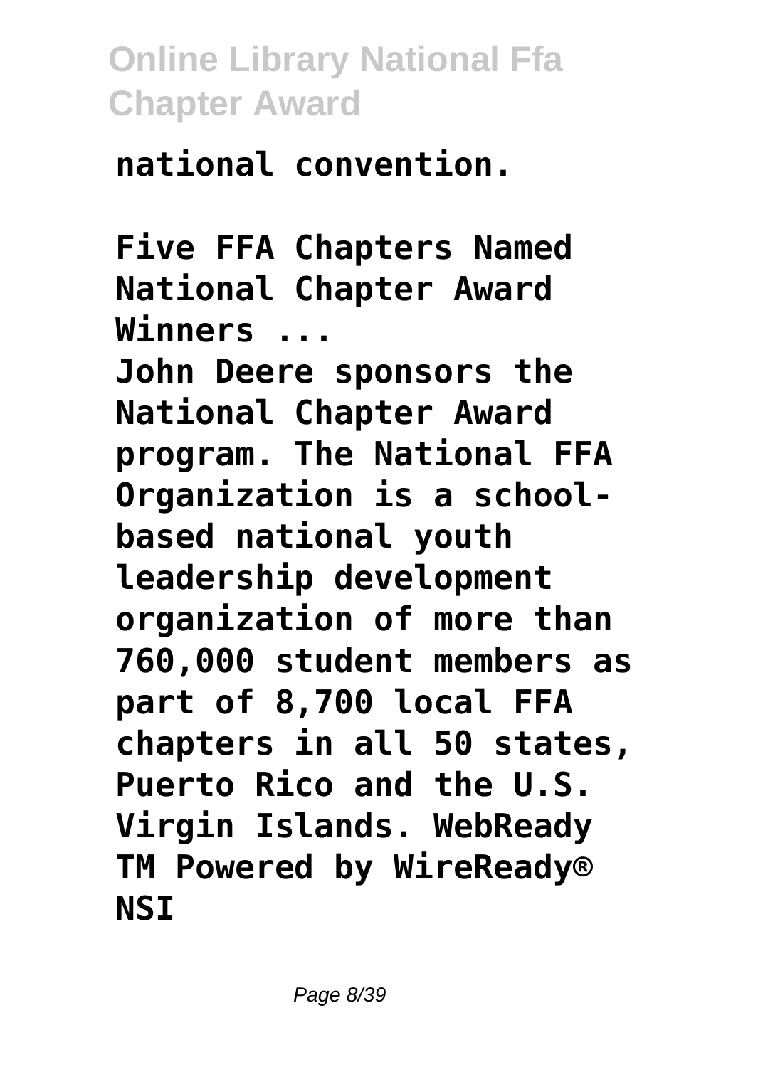**national convention.**

**Five FFA Chapters Named National Chapter Award Winners ...**

**John Deere sponsors the National Chapter Award program. The National FFA Organization is a school-based national youth leadership development organization of more than 760,000 student members as part of 8,700 local FFA chapters in all 50 states, Puerto Rico and the U.S. Virgin Islands. WebReady TM Powered by WireReady® NSI**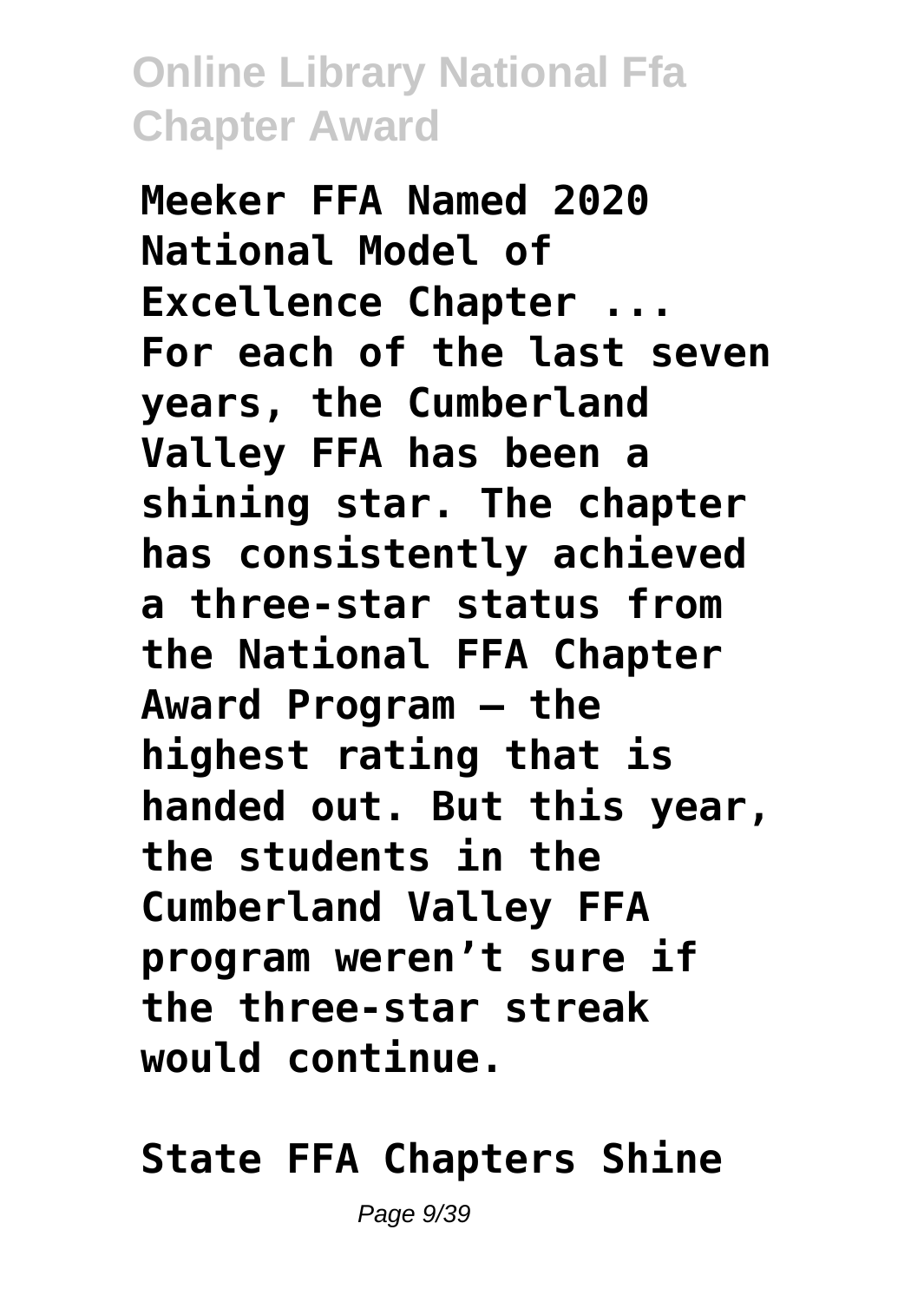**Meeker FFA Named 2020 National Model of Excellence Chapter ...**
**For each of the last seven years, the Cumberland Valley FFA has been a shining star. The chapter has consistently achieved a three-star status from the National FFA Chapter Award Program — the highest rating that is handed out. But this year, the students in the Cumberland Valley FFA program weren't sure if the three-star streak would continue.**

**State FFA Chapters Shine**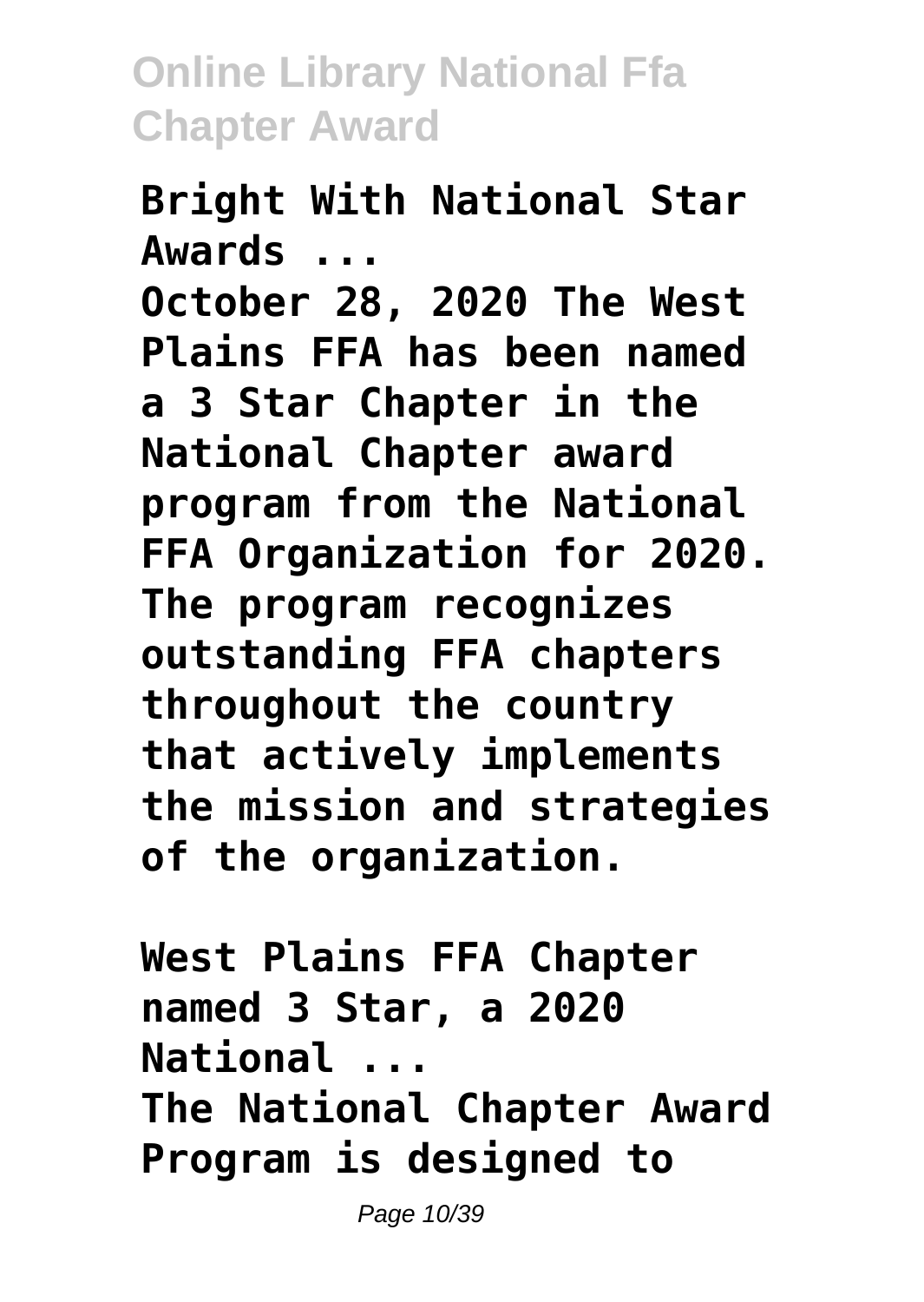**Bright With National Star Awards ...**

**October 28, 2020 The West Plains FFA has been named a 3 Star Chapter in the National Chapter award program from the National FFA Organization for 2020. The program recognizes outstanding FFA chapters throughout the country that actively implements the mission and strategies of the organization.**

**West Plains FFA Chapter named 3 Star, a 2020 National ...**

**The National Chapter Award Program is designed to**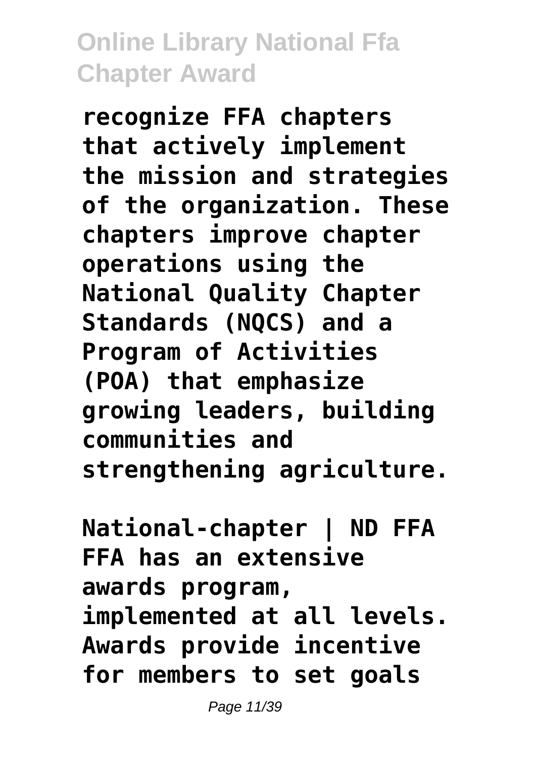**recognize FFA chapters that actively implement the mission and strategies of the organization. These chapters improve chapter operations using the National Quality Chapter Standards (NQCS) and a Program of Activities (POA) that emphasize growing leaders, building communities and strengthening agriculture.**

**National-chapter | ND FFA**

**FFA has an extensive awards program, implemented at all levels. Awards provide incentive for members to set goals**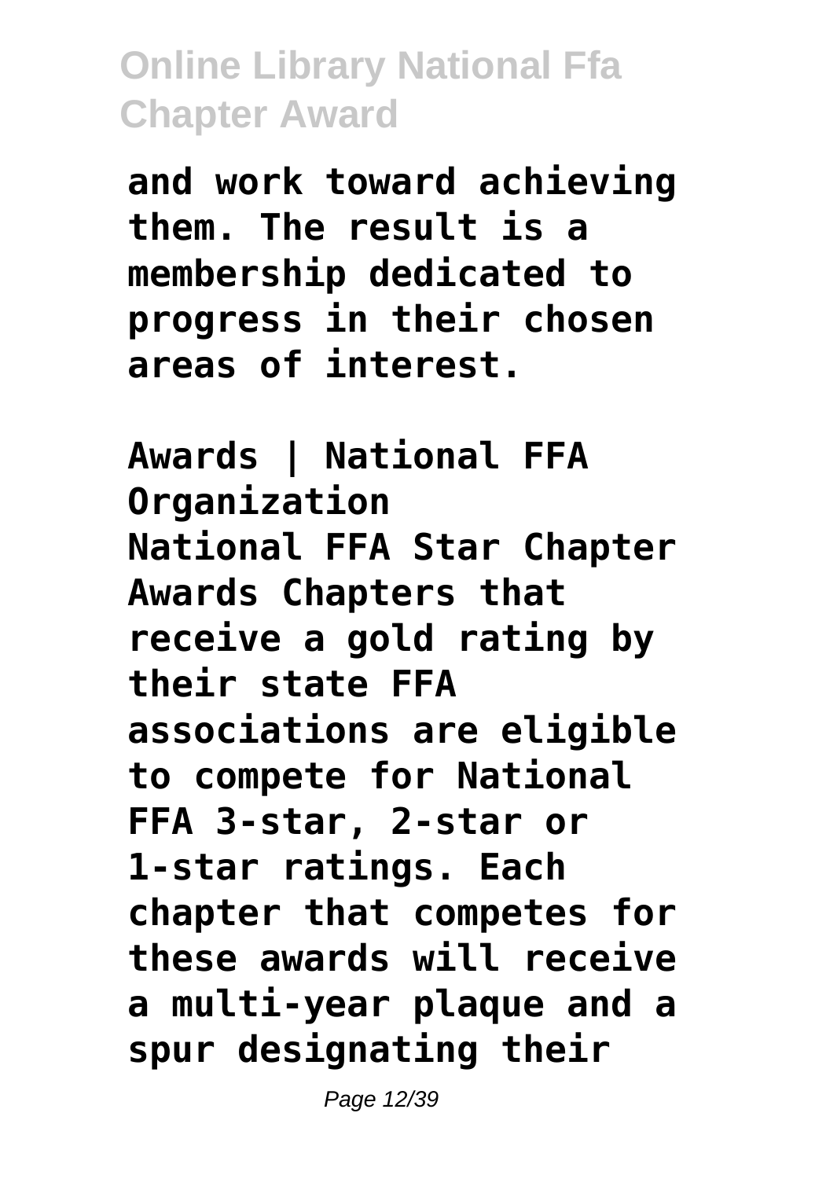and work toward achieving them. The result is a membership dedicated to progress in their chosen areas of interest.

**Awards | National FFA Organization**

National FFA Star Chapter Awards Chapters that receive a gold rating by their state FFA associations are eligible to compete for National FFA 3-star, 2-star or 1-star ratings. Each chapter that competes for these awards will receive a multi-year plaque and a spur designating their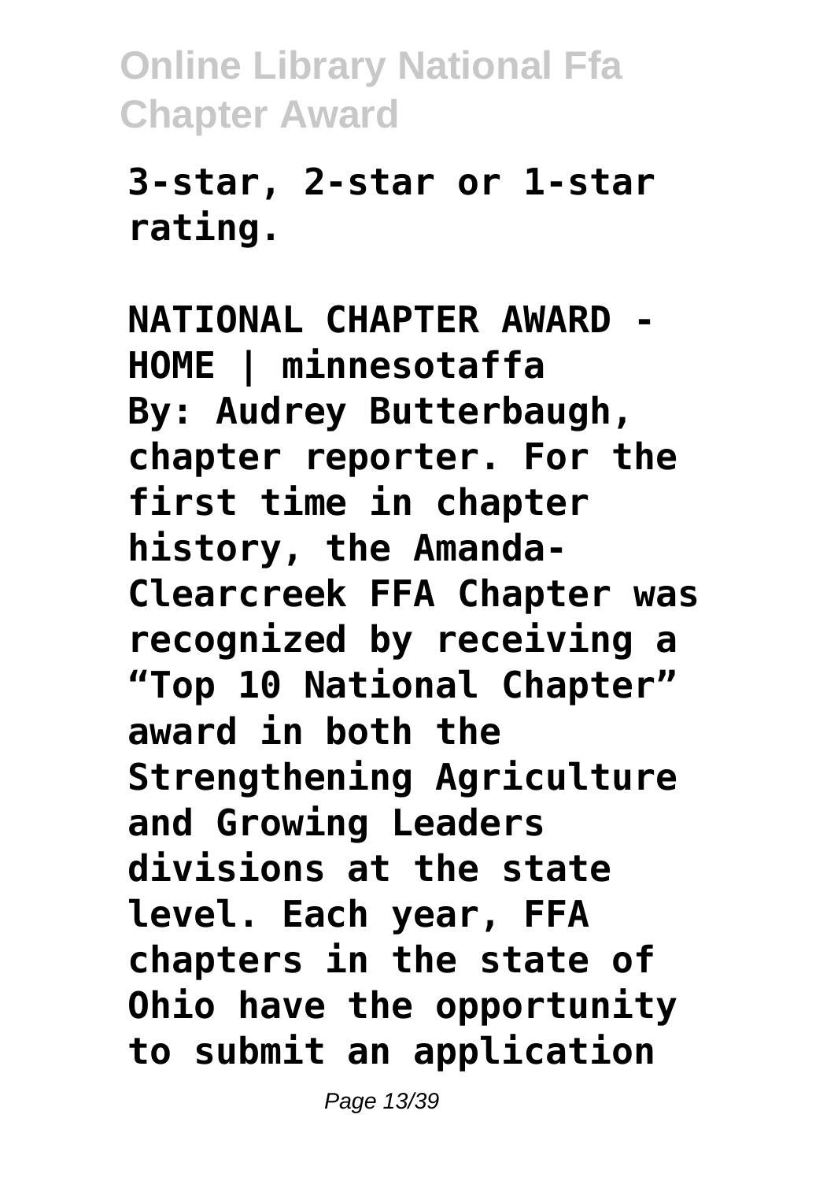**3-star, 2-star or 1-star rating.**

**NATIONAL CHAPTER AWARD - HOME | minnesotaffa**
**By: Audrey Butterbaugh, chapter reporter. For the first time in chapter history, the Amanda-Clearcreek FFA Chapter was recognized by receiving a "Top 10 National Chapter" award in both the Strengthening Agriculture and Growing Leaders divisions at the state level. Each year, FFA chapters in the state of Ohio have the opportunity to submit an application**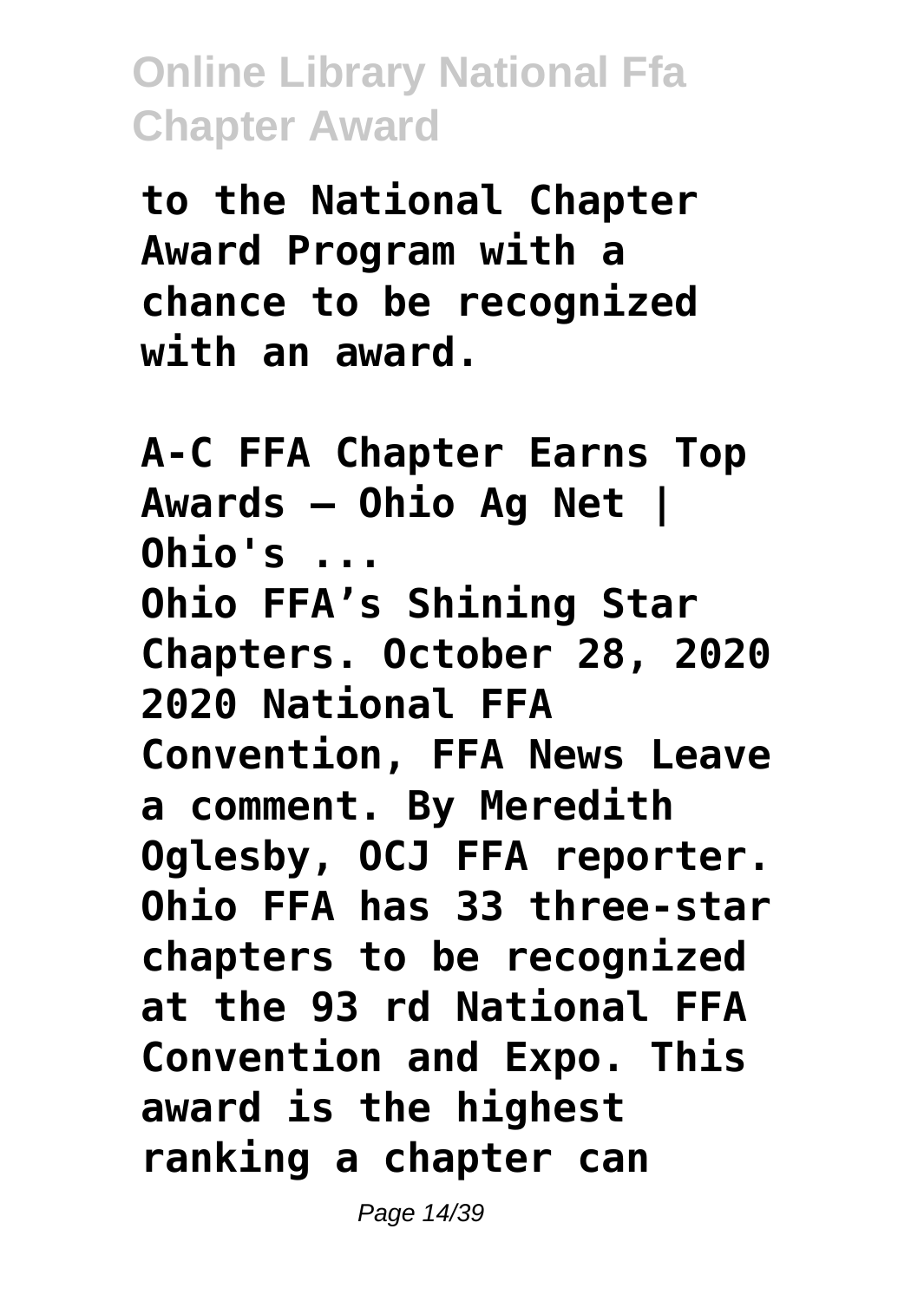**to the National Chapter Award Program with a chance to be recognized with an award.**

**A-C FFA Chapter Earns Top Awards – Ohio Ag Net | Ohio's ...**

**Ohio FFA's Shining Star Chapters. October 28, 2020 2020 National FFA Convention, FFA News Leave a comment. By Meredith Oglesby, OCJ FFA reporter. Ohio FFA has 33 three-star chapters to be recognized at the 93 rd National FFA Convention and Expo. This award is the highest ranking a chapter can**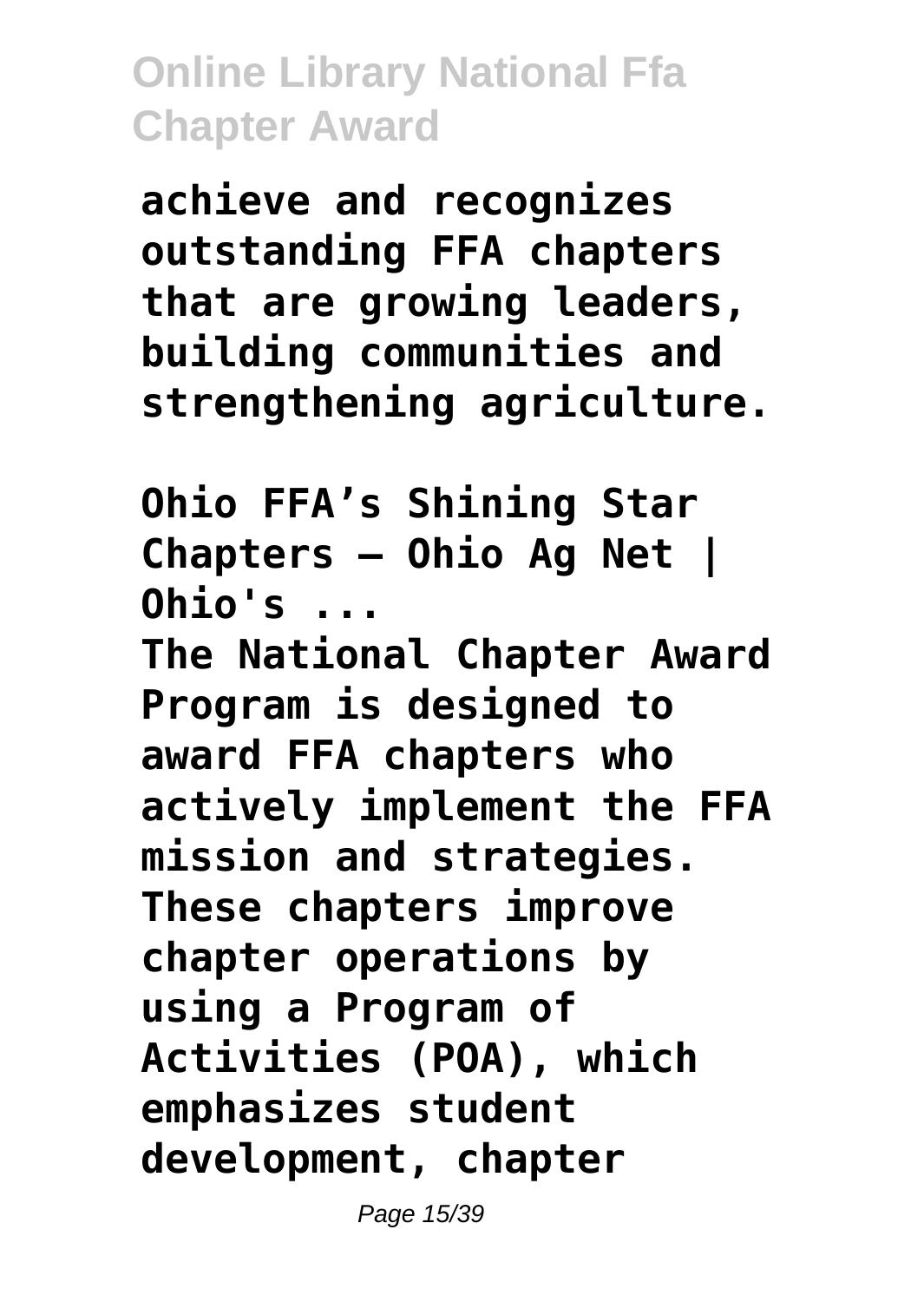**achieve and recognizes outstanding FFA chapters that are growing leaders, building communities and strengthening agriculture.**

**Ohio FFA's Shining Star Chapters – Ohio Ag Net | Ohio's ...**

**The National Chapter Award Program is designed to award FFA chapters who actively implement the FFA mission and strategies. These chapters improve chapter operations by using a Program of Activities (POA), which emphasizes student development, chapter**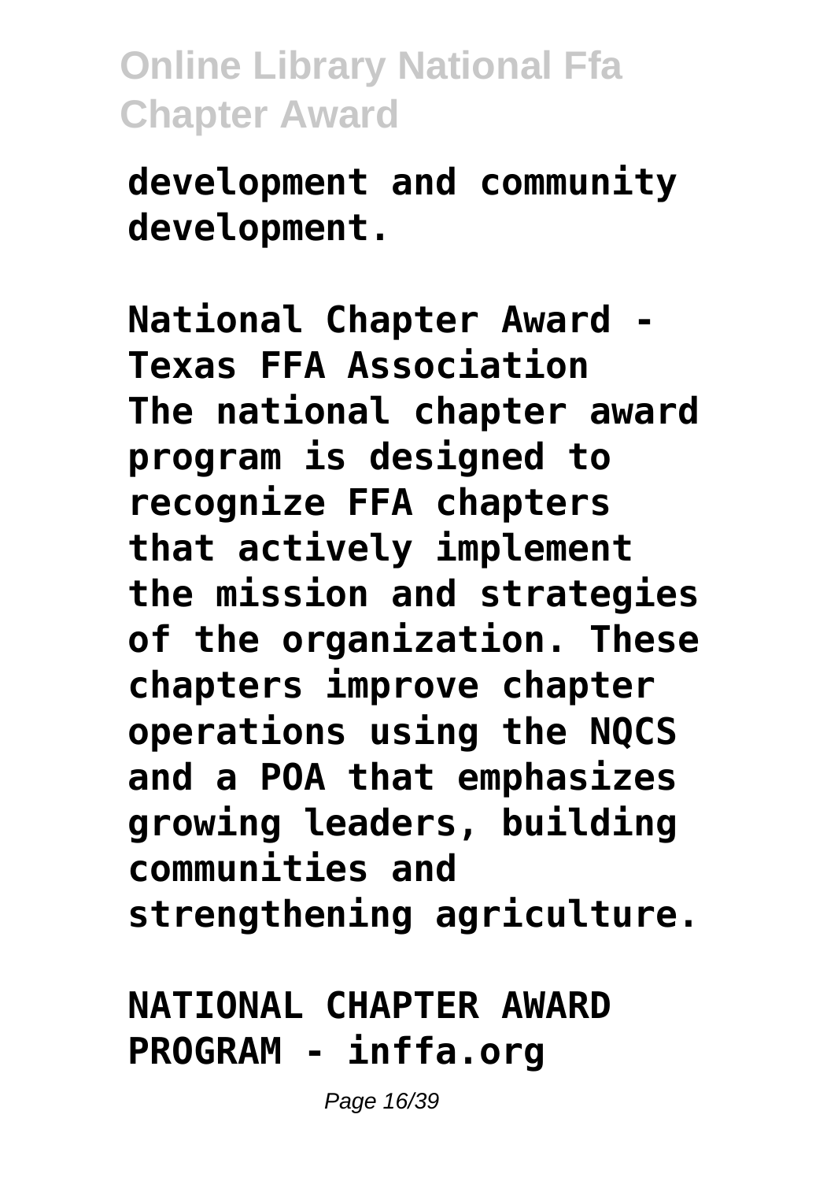**development and community development.**

**National Chapter Award - Texas FFA Association**
**The national chapter award program is designed to recognize FFA chapters that actively implement the mission and strategies of the organization. These chapters improve chapter operations using the NQCS and a POA that emphasizes growing leaders, building communities and strengthening agriculture.**

**NATIONAL CHAPTER AWARD PROGRAM - inffa.org**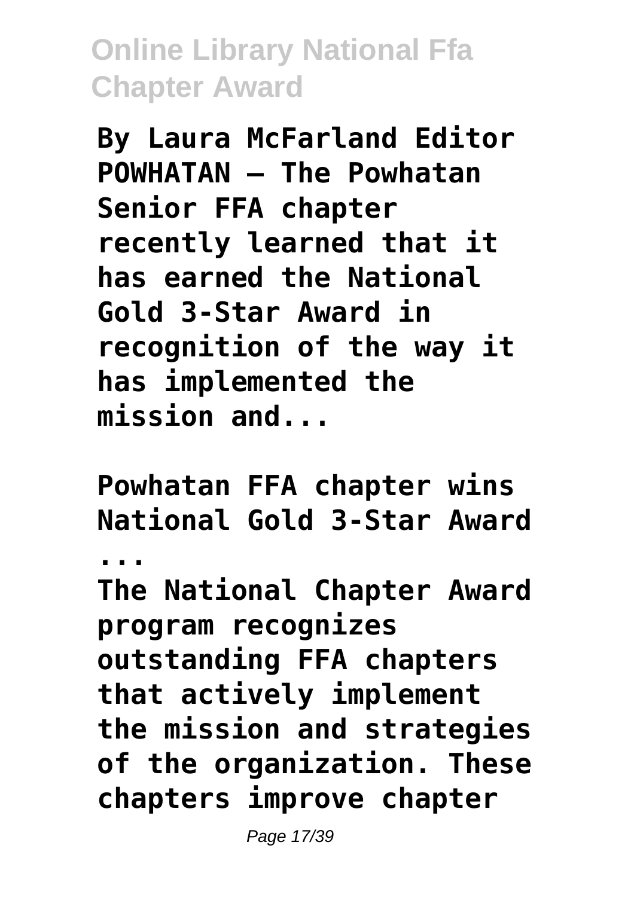**By Laura McFarland Editor POWHATAN — The Powhatan Senior FFA chapter recently learned that it has earned the National Gold 3-Star Award in recognition of the way it has implemented the mission and...**

**Powhatan FFA chapter wins National Gold 3-Star Award ...**

**The National Chapter Award program recognizes outstanding FFA chapters that actively implement the mission and strategies of the organization. These chapters improve chapter**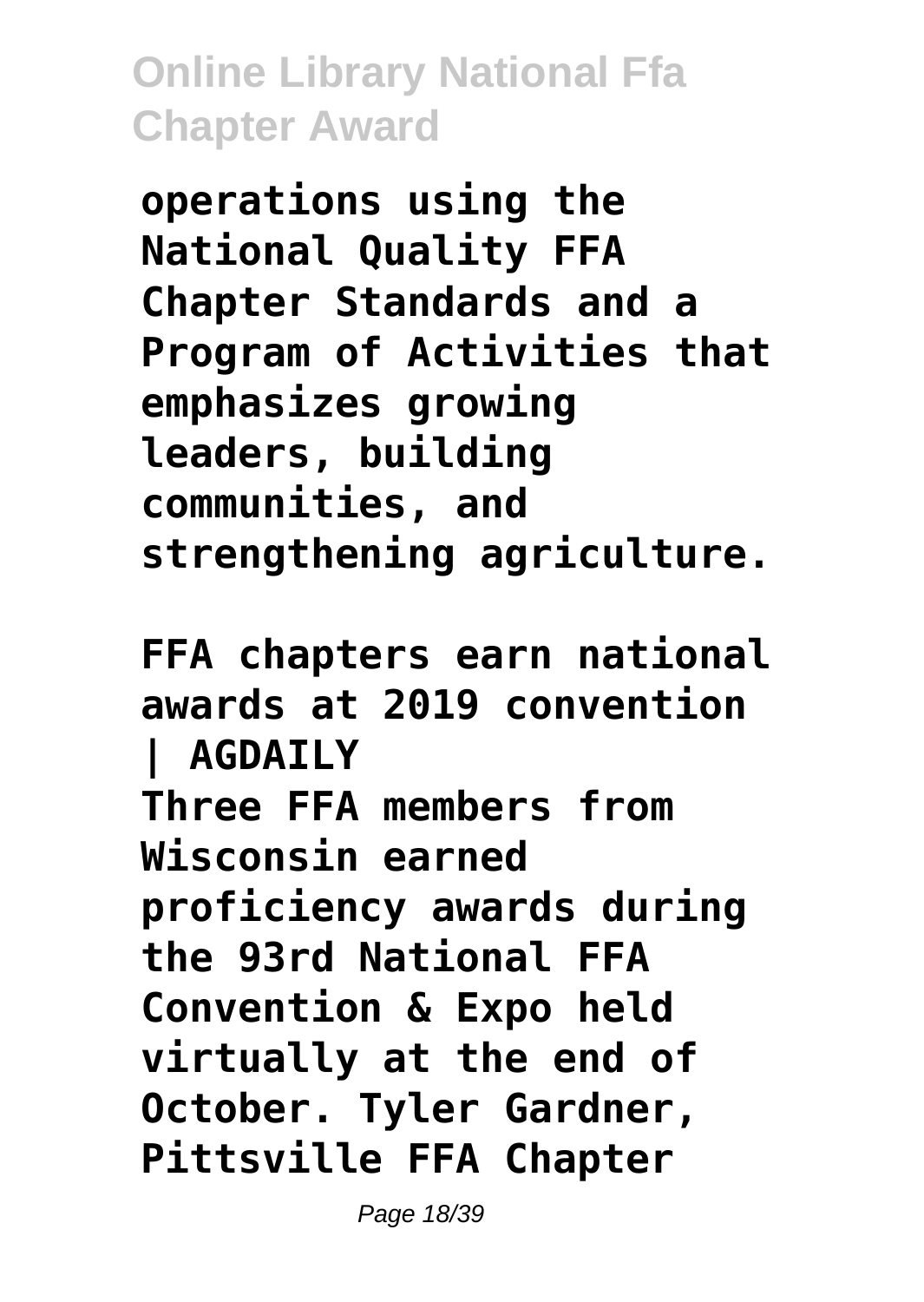**operations using the National Quality FFA Chapter Standards and a Program of Activities that emphasizes growing leaders, building communities, and strengthening agriculture.**

**FFA chapters earn national awards at 2019 convention | AGDAILY**

**Three FFA members from Wisconsin earned proficiency awards during the 93rd National FFA Convention & Expo held virtually at the end of October. Tyler Gardner, Pittsville FFA Chapter**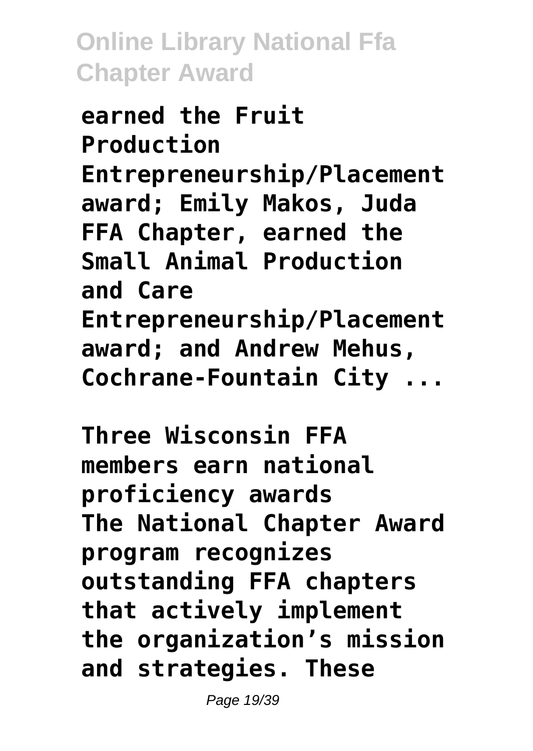**earned the Fruit Production Entrepreneurship/Placement award; Emily Makos, Juda FFA Chapter, earned the Small Animal Production and Care Entrepreneurship/Placement award; and Andrew Mehus, Cochrane-Fountain City ...**

**Three Wisconsin FFA members earn national proficiency awards**

**The National Chapter Award program recognizes outstanding FFA chapters that actively implement the organization's mission and strategies. These**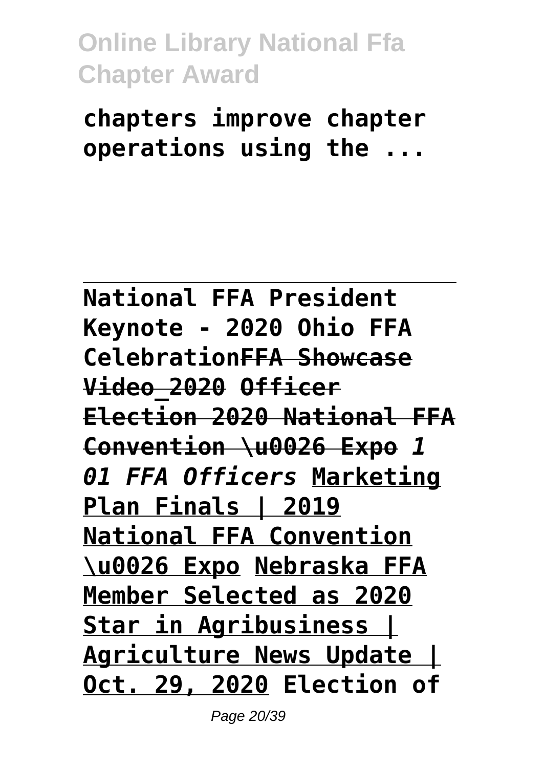**chapters improve chapter operations using the ...**

---

**National FFA President Keynote - 2020 Ohio FFA Celebration**~~**FFA Showcase Video_2020**~~ ~~**Officer Election 2020 National FFA Convention \u0026 Expo**~~ ***1 01 FFA Officers*** **Marketing Plan Finals | 2019 National FFA Convention \u0026 Expo** **Nebraska FFA Member Selected as 2020 Star in Agribusiness | Agriculture News Update | Oct. 29, 2020** **Election of**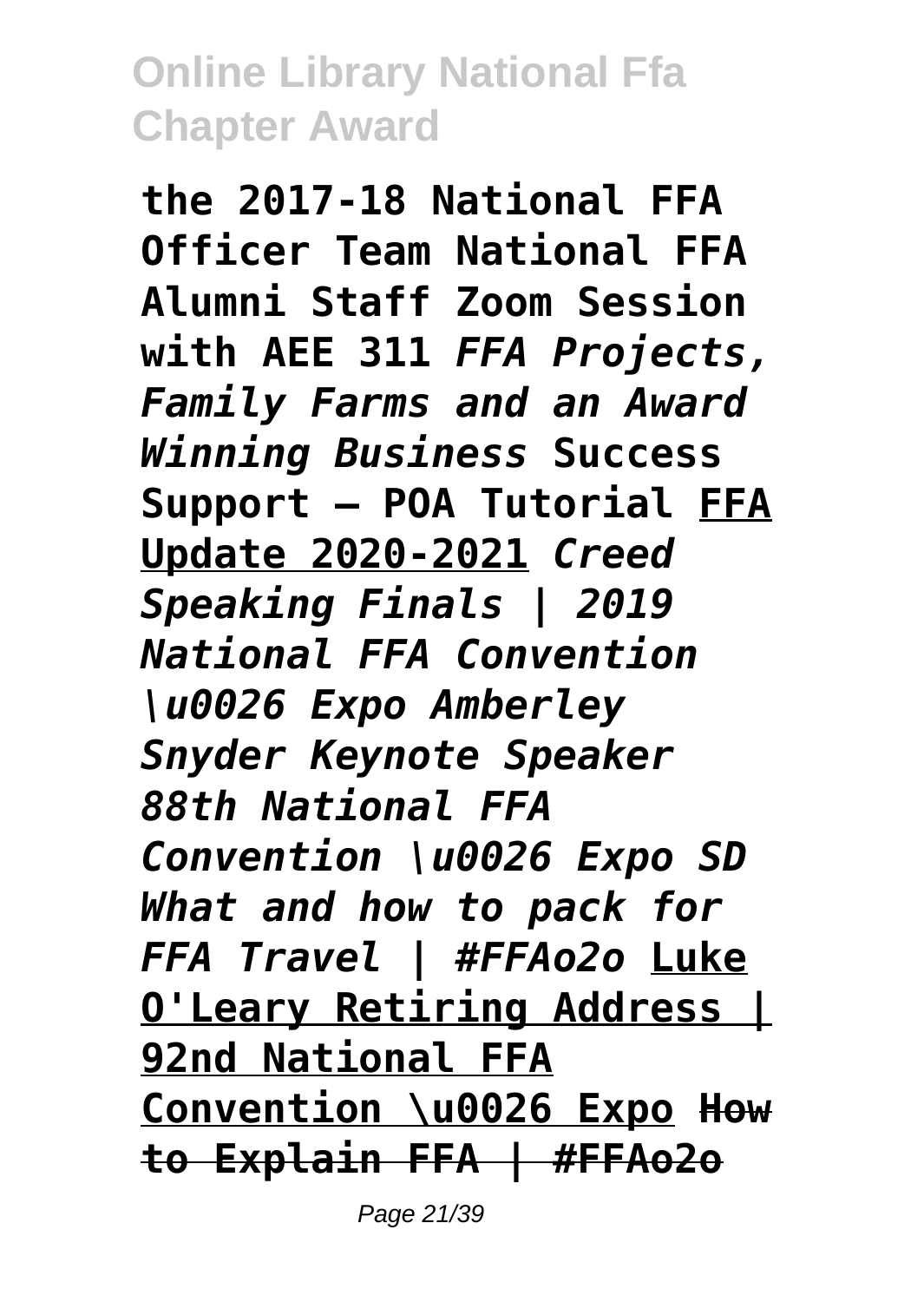**the 2017-18 National FFA Officer Team National FFA Alumni Staff Zoom Session with AEE 311** ***FFA Projects, Family Farms and an Award Winning Business*** **Success Support – POA Tutorial** **FFA Update 2020-2021** ***Creed Speaking Finals | 2019 National FFA Convention \u0026 Expo Amberley Snyder Keynote Speaker 88th National FFA Convention \u0026 Expo SD What and how to pack for FFA Travel | #FFAo2o*** **Luke O'Leary Retiring Address | 92nd National FFA Convention \u0026 Expo** ~~**How to Explain FFA | #FFAo2o**~~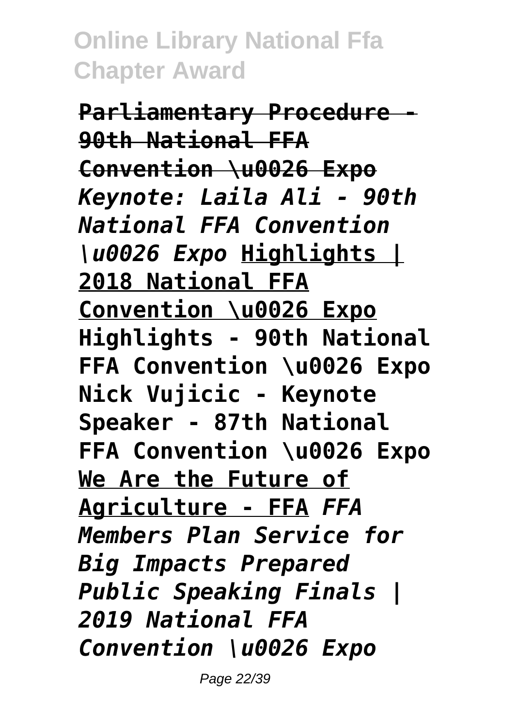**Parliamentary Procedure - 90th National FFA Convention \u0026 Expo** *Keynote: Laila Ali - 90th National FFA Convention \u0026 Expo* **Highlights | 2018 National FFA Convention \u0026 Expo** **Highlights - 90th National FFA Convention \u0026 Expo** **Nick Vujicic - Keynote Speaker - 87th National FFA Convention \u0026 Expo** **We Are the Future of Agriculture - FFA** *FFA Members Plan Service for Big Impacts* *Prepared Public Speaking Finals | 2019 National FFA Convention \u0026 Expo*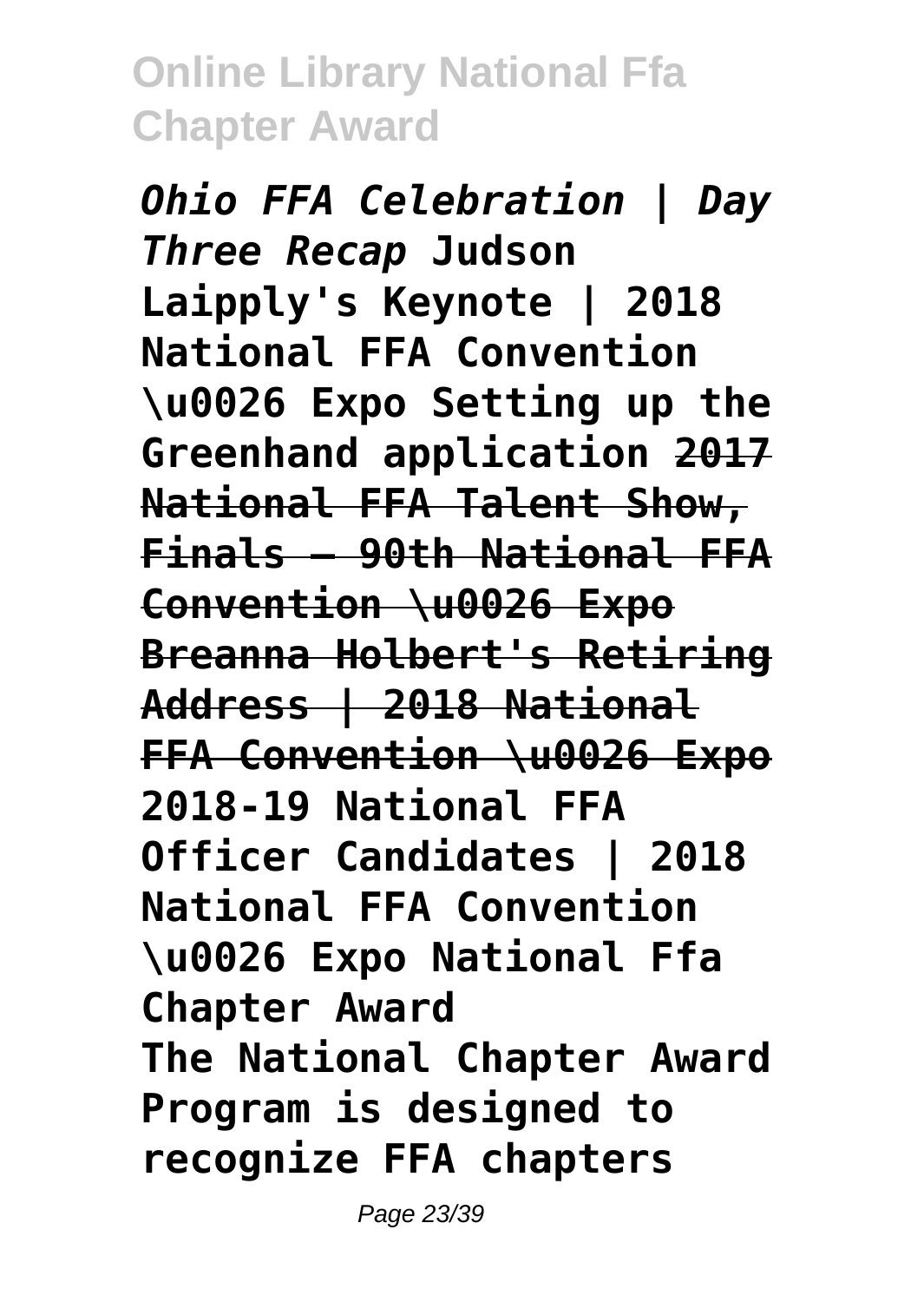*Ohio FFA Celebration | Day Three Recap* **Judson Laipply's Keynote | 2018 National FFA Convention \u0026 Expo Setting up the Greenhand application** **~~2017 National FFA Talent Show, Finals – 90th National FFA Convention \u0026 Expo~~** **~~Breanna Holbert's Retiring Address | 2018 National FFA Convention \u0026 Expo~~** **2018-19 National FFA Officer Candidates | 2018 National FFA Convention \u0026 Expo National Ffa Chapter Award**

**The National Chapter Award Program is designed to recognize FFA chapters**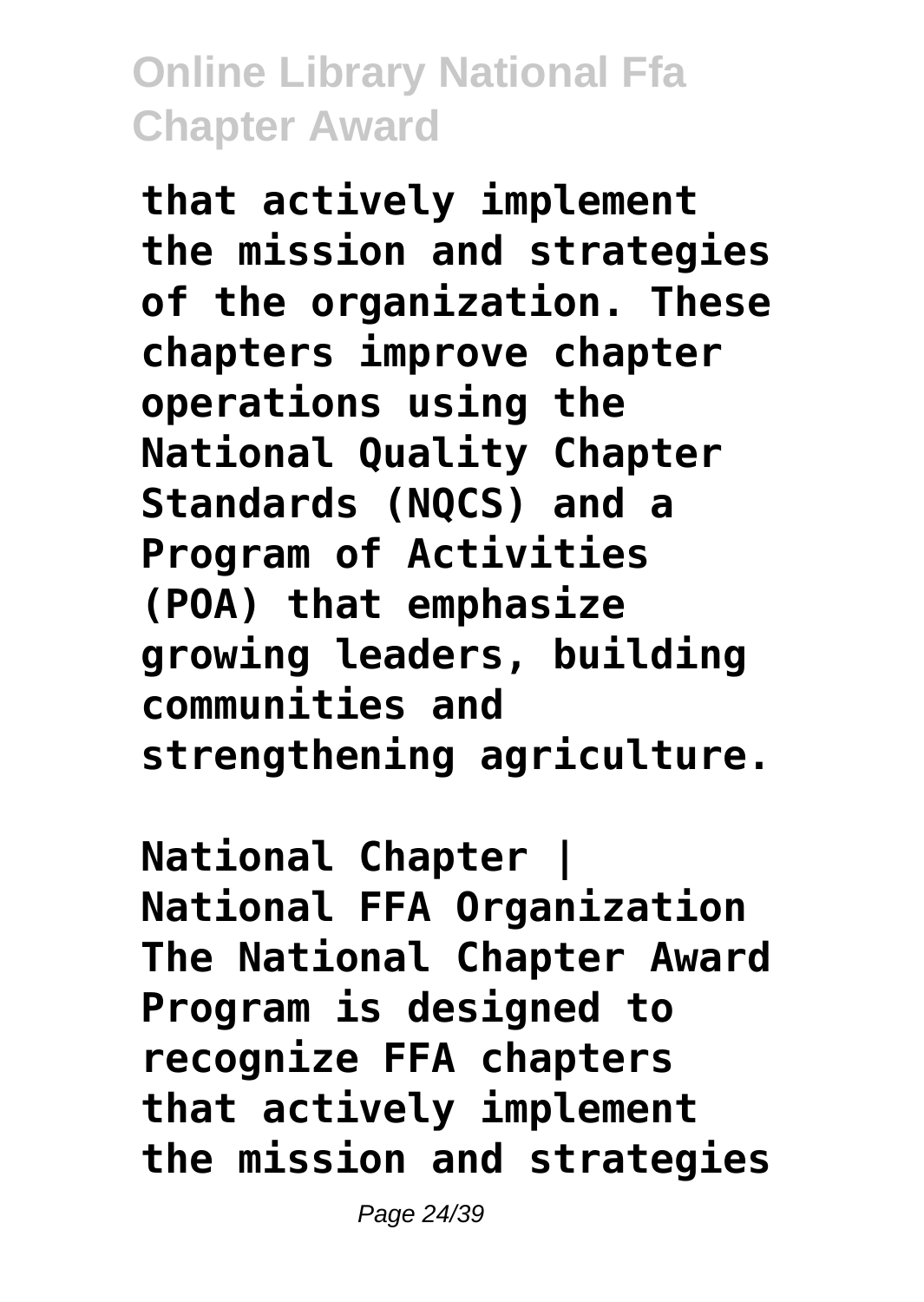**that actively implement the mission and strategies of the organization. These chapters improve chapter operations using the National Quality Chapter Standards (NQCS) and a Program of Activities (POA) that emphasize growing leaders, building communities and strengthening agriculture.**

**National Chapter | National FFA Organization**
**The National Chapter Award Program is designed to recognize FFA chapters that actively implement the mission and strategies**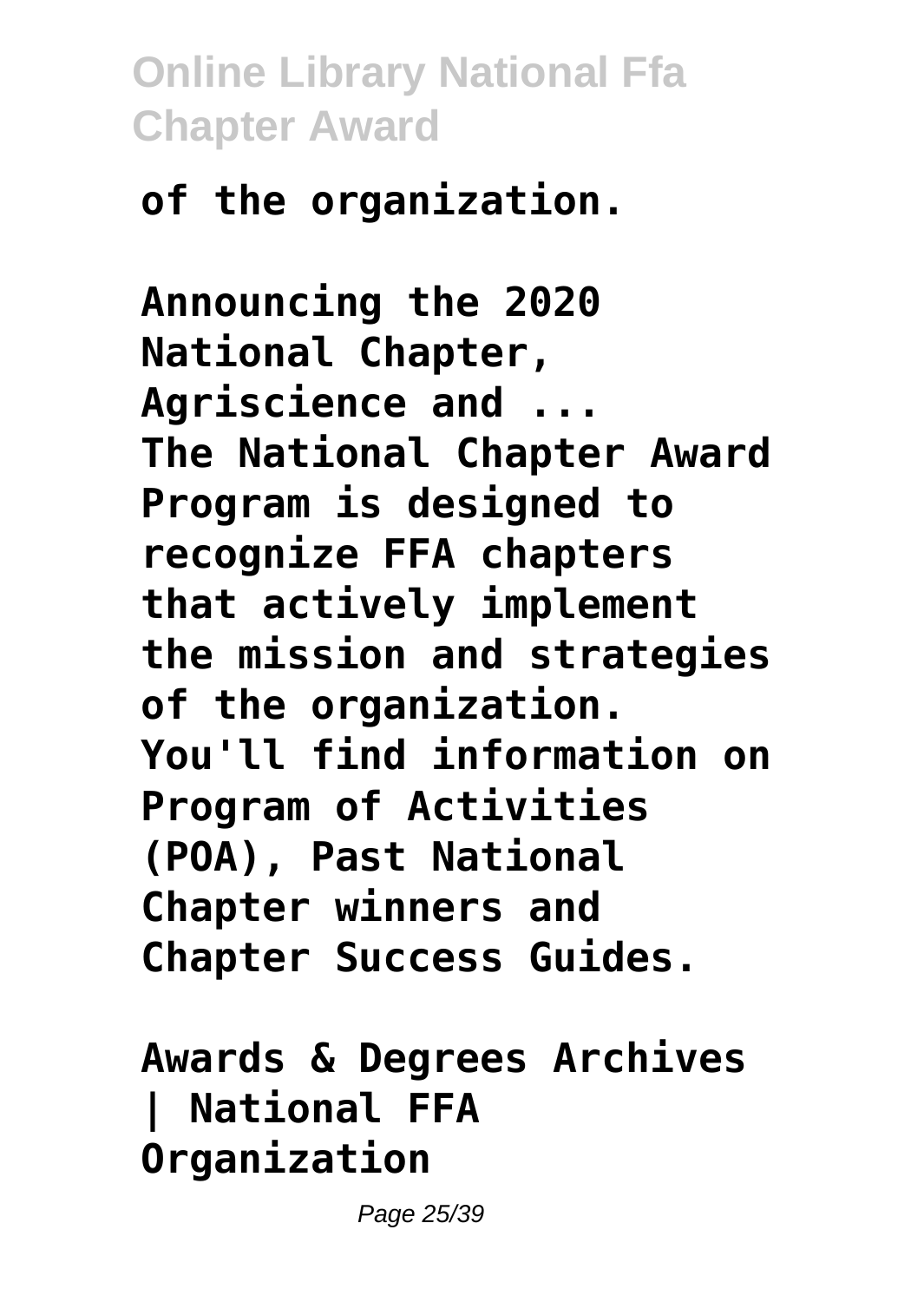**of the organization.**

**Announcing the 2020 National Chapter, Agriscience and ...**
**The National Chapter Award Program is designed to recognize FFA chapters that actively implement the mission and strategies of the organization. You'll find information on Program of Activities (POA), Past National Chapter winners and Chapter Success Guides.**

**Awards & Degrees Archives | National FFA Organization**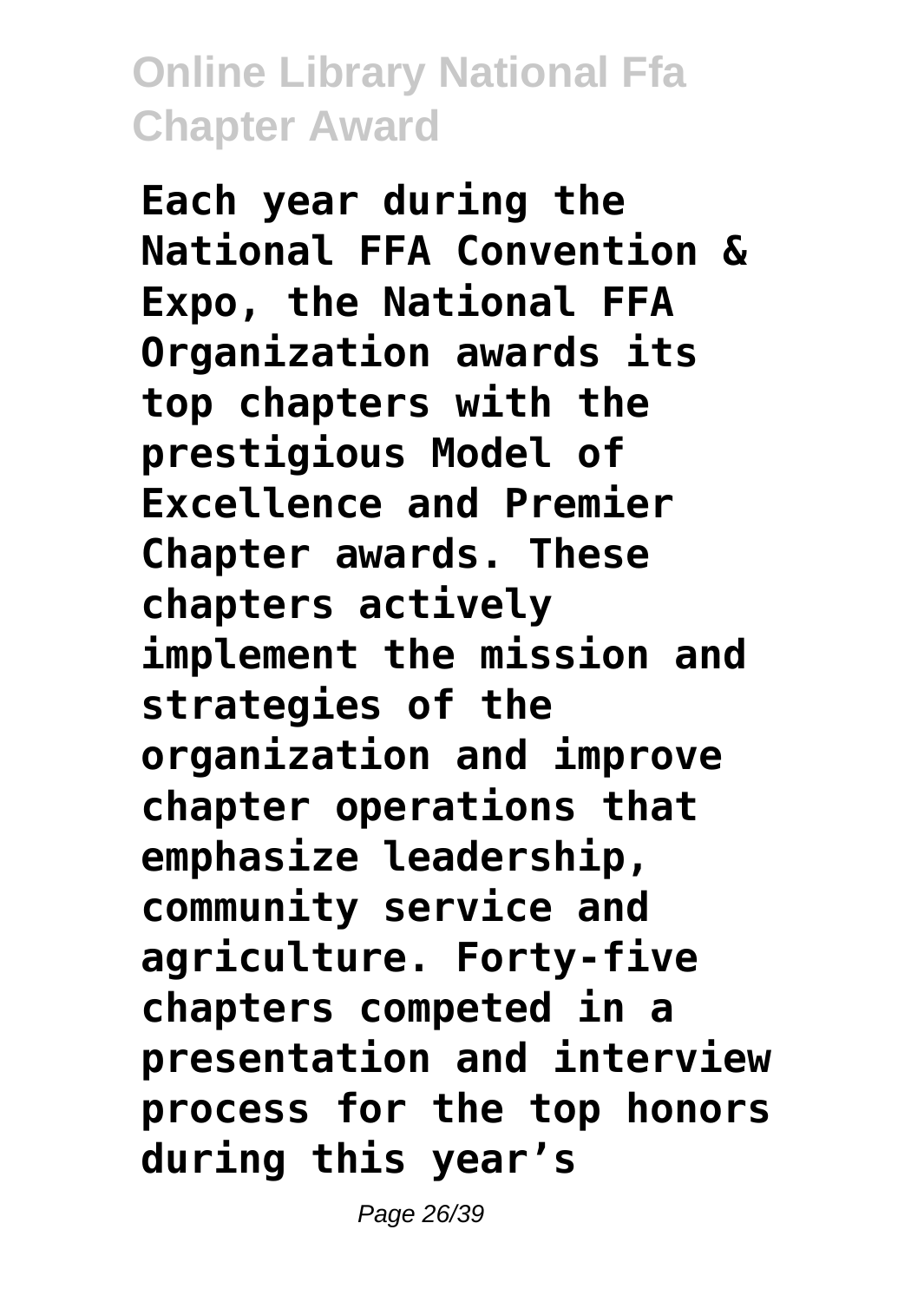**Each year during the National FFA Convention & Expo, the National FFA Organization awards its top chapters with the prestigious Model of Excellence and Premier Chapter awards. These chapters actively implement the mission and strategies of the organization and improve chapter operations that emphasize leadership, community service and agriculture. Forty-five chapters competed in a presentation and interview process for the top honors during this year's**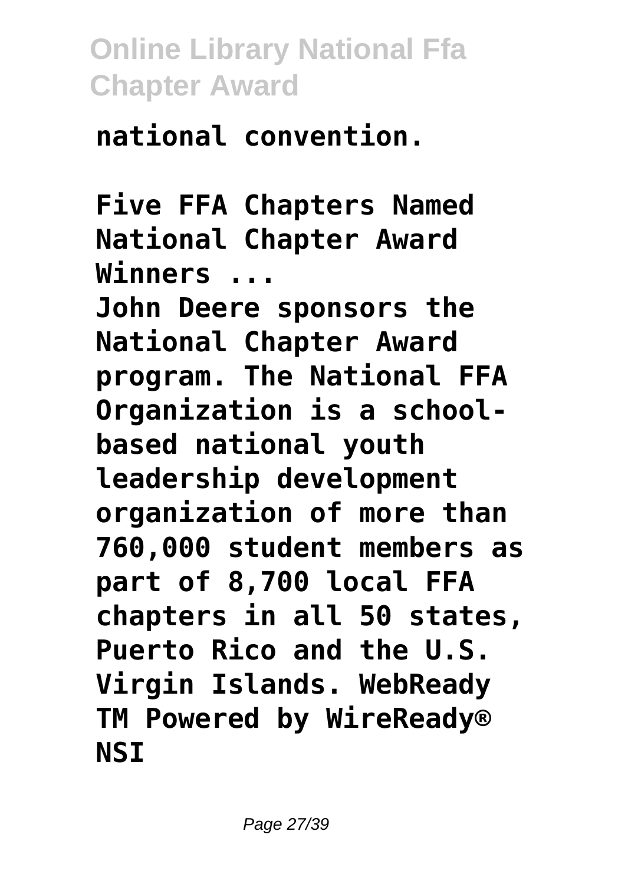**national convention.**

**Five FFA Chapters Named National Chapter Award Winners ...**

**John Deere sponsors the National Chapter Award program. The National FFA Organization is a school-based national youth leadership development organization of more than 760,000 student members as part of 8,700 local FFA chapters in all 50 states, Puerto Rico and the U.S. Virgin Islands. WebReady TM Powered by WireReady® NSI**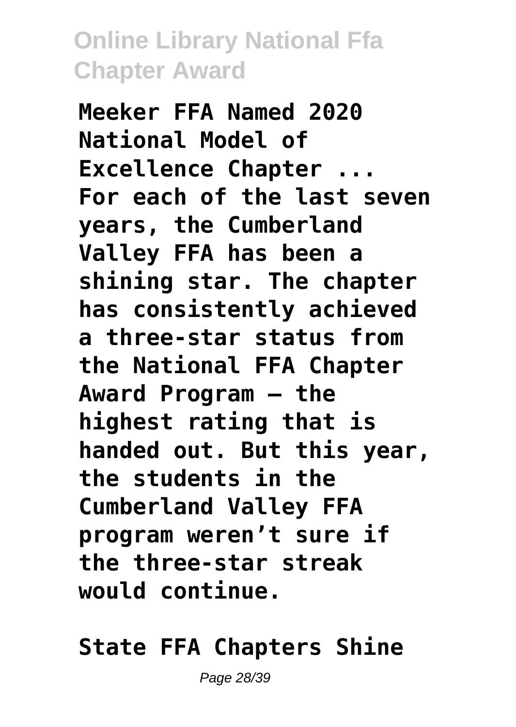**Meeker FFA Named 2020 National Model of Excellence Chapter ...**
**For each of the last seven years, the Cumberland Valley FFA has been a shining star. The chapter has consistently achieved a three-star status from the National FFA Chapter Award Program – the highest rating that is handed out. But this year, the students in the Cumberland Valley FFA program weren't sure if the three-star streak would continue.**

**State FFA Chapters Shine**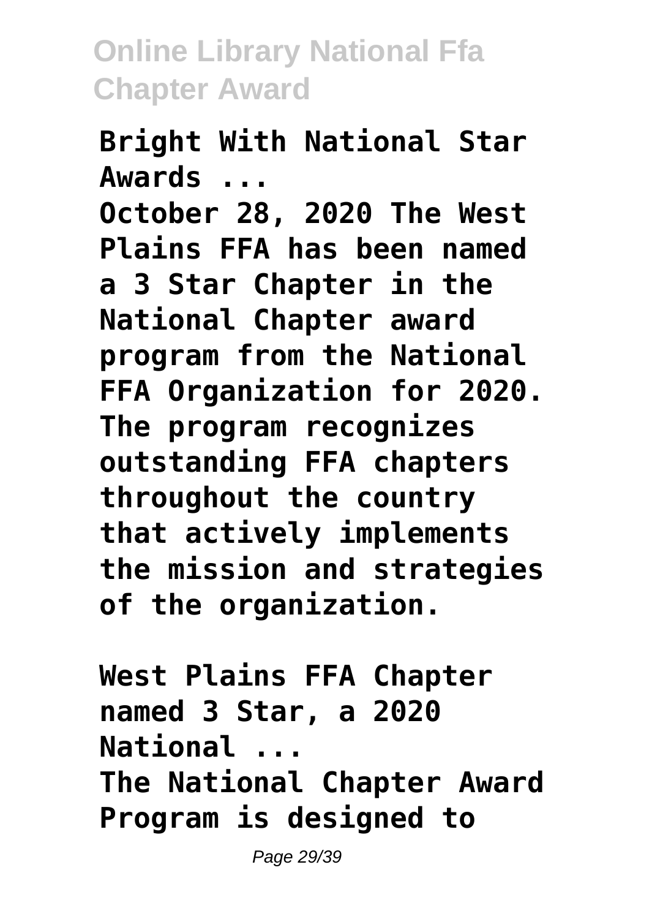**Bright With National Star Awards ...**

**October 28, 2020 The West Plains FFA has been named a 3 Star Chapter in the National Chapter award program from the National FFA Organization for 2020. The program recognizes outstanding FFA chapters throughout the country that actively implements the mission and strategies of the organization.**

**West Plains FFA Chapter named 3 Star, a 2020 National ...**

**The National Chapter Award Program is designed to**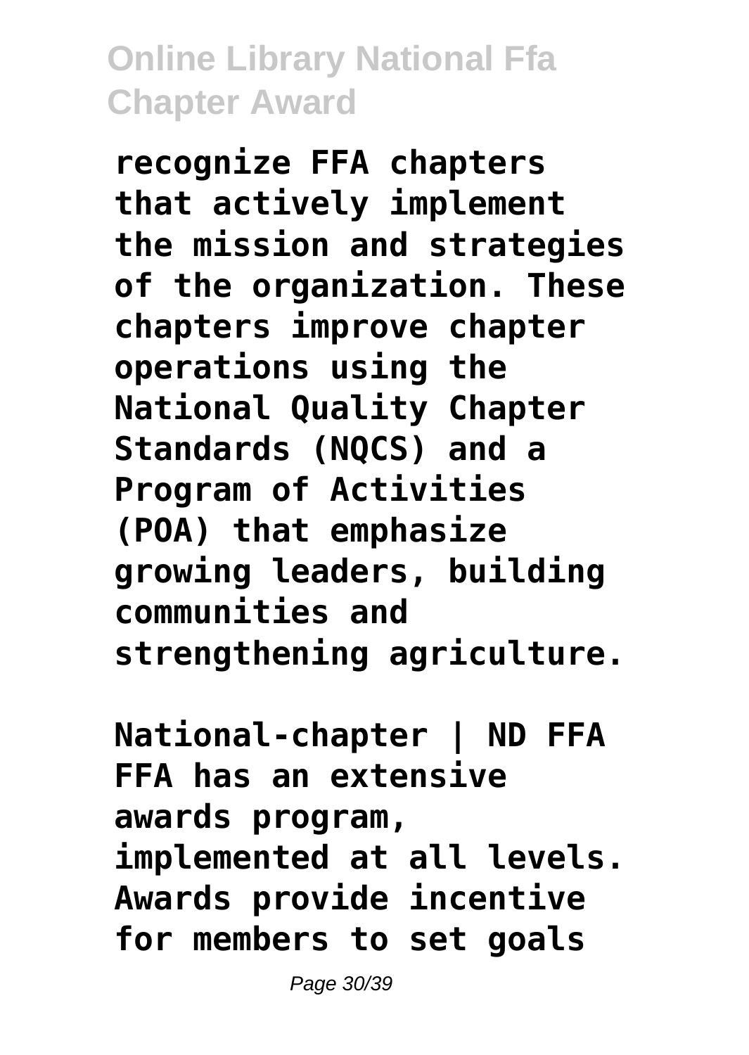**recognize FFA chapters that actively implement the mission and strategies of the organization. These chapters improve chapter operations using the National Quality Chapter Standards (NQCS) and a Program of Activities (POA) that emphasize growing leaders, building communities and strengthening agriculture.**

**National-chapter | ND FFA**
**FFA has an extensive awards program, implemented at all levels. Awards provide incentive for members to set goals**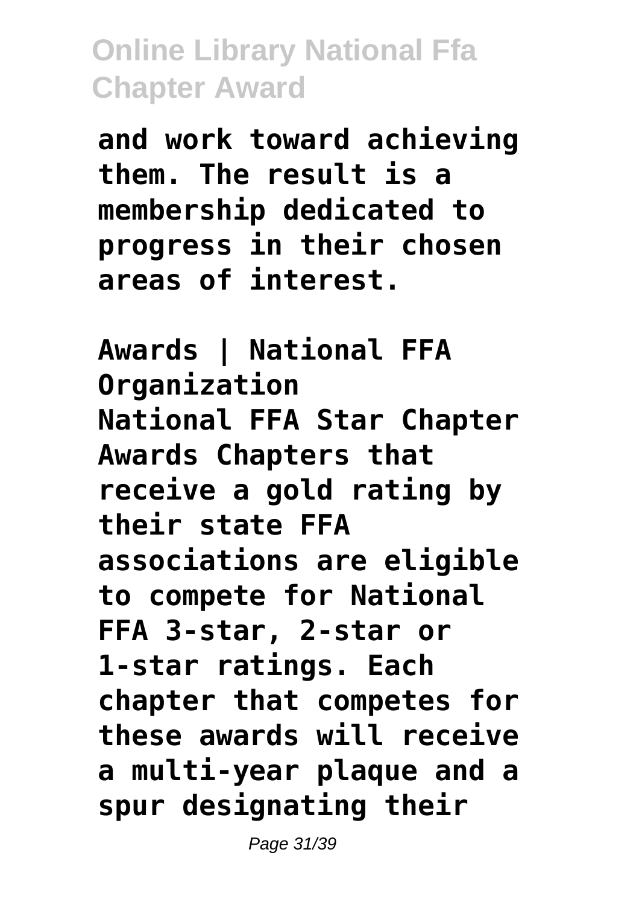**and work toward achieving them. The result is a membership dedicated to progress in their chosen areas of interest.**

**Awards | National FFA Organization**

**National FFA Star Chapter Awards Chapters that receive a gold rating by their state FFA associations are eligible to compete for National FFA 3-star, 2-star or 1-star ratings. Each chapter that competes for these awards will receive a multi-year plaque and a spur designating their**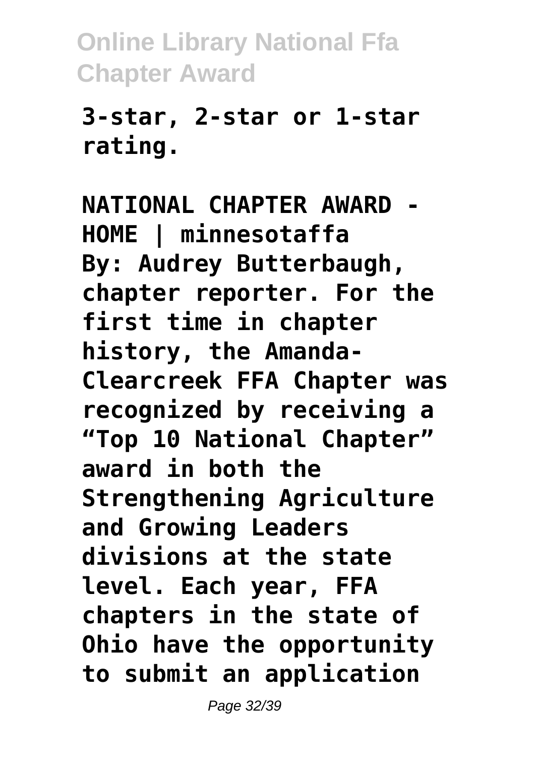**3-star, 2-star or 1-star rating.**

**NATIONAL CHAPTER AWARD - HOME | minnesotaffa**
**By: Audrey Butterbaugh, chapter reporter. For the first time in chapter history, the Amanda-Clearcreek FFA Chapter was recognized by receiving a "Top 10 National Chapter" award in both the Strengthening Agriculture and Growing Leaders divisions at the state level. Each year, FFA chapters in the state of Ohio have the opportunity to submit an application**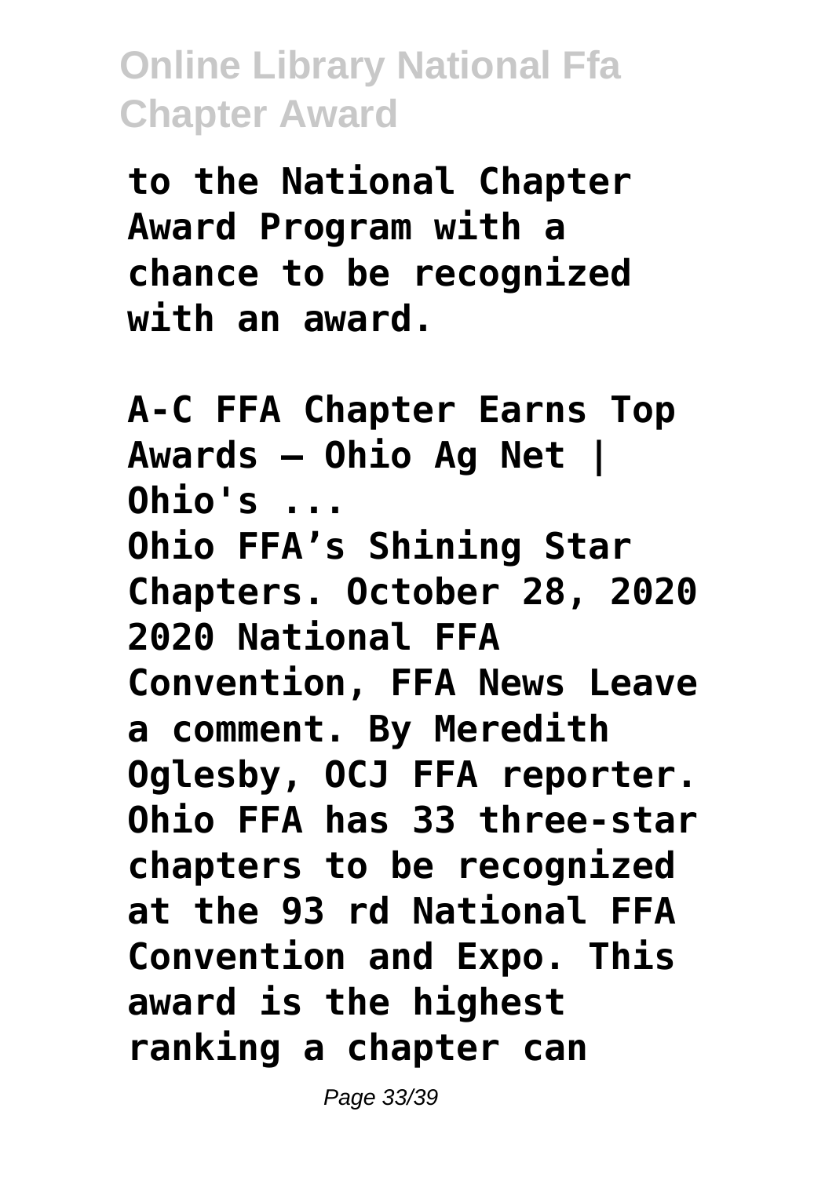**to the National Chapter Award Program with a chance to be recognized with an award.**

**A-C FFA Chapter Earns Top Awards – Ohio Ag Net | Ohio's ...**

**Ohio FFA's Shining Star Chapters. October 28, 2020 2020 National FFA Convention, FFA News Leave a comment. By Meredith Oglesby, OCJ FFA reporter. Ohio FFA has 33 three-star chapters to be recognized at the 93 rd National FFA Convention and Expo. This award is the highest ranking a chapter can**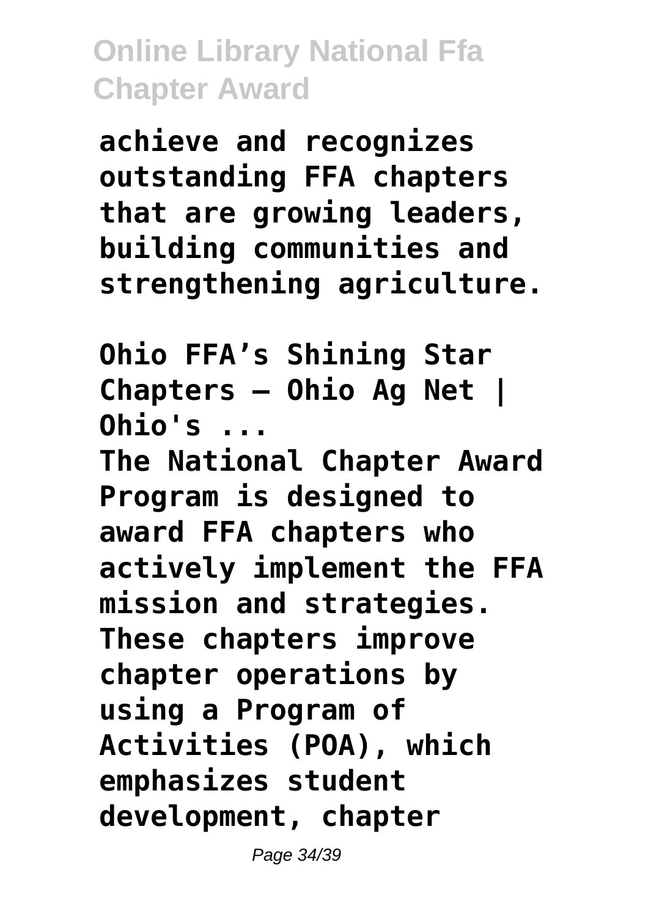**achieve and recognizes outstanding FFA chapters that are growing leaders, building communities and strengthening agriculture.**

**Ohio FFA's Shining Star Chapters – Ohio Ag Net | Ohio's ...**

**The National Chapter Award Program is designed to award FFA chapters who actively implement the FFA mission and strategies. These chapters improve chapter operations by using a Program of Activities (POA), which emphasizes student development, chapter**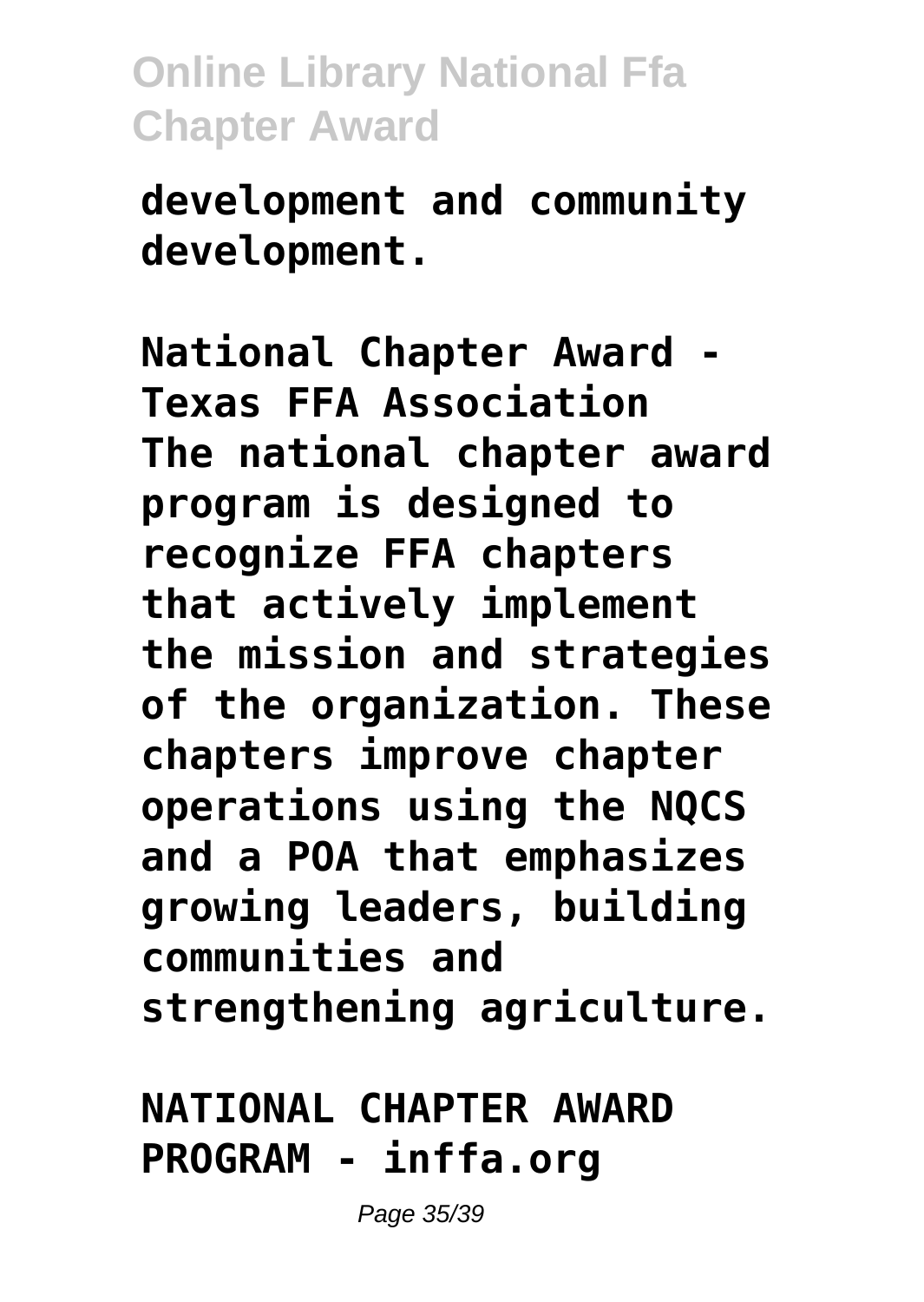development and community development.

**National Chapter Award - Texas FFA Association**
The national chapter award program is designed to recognize FFA chapters that actively implement the mission and strategies of the organization. These chapters improve chapter operations using the NQCS and a POA that emphasizes growing leaders, building communities and strengthening agriculture.

**NATIONAL CHAPTER AWARD PROGRAM - inffa.org**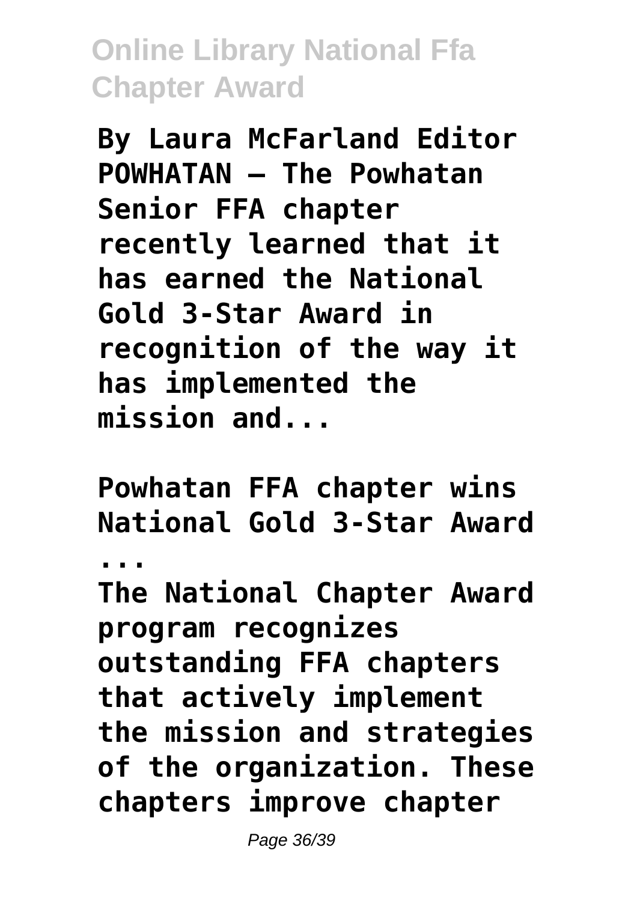**By Laura McFarland Editor POWHATAN — The Powhatan Senior FFA chapter recently learned that it has earned the National Gold 3-Star Award in recognition of the way it has implemented the mission and...**

**Powhatan FFA chapter wins National Gold 3-Star Award ...**

**The National Chapter Award program recognizes outstanding FFA chapters that actively implement the mission and strategies of the organization. These chapters improve chapter**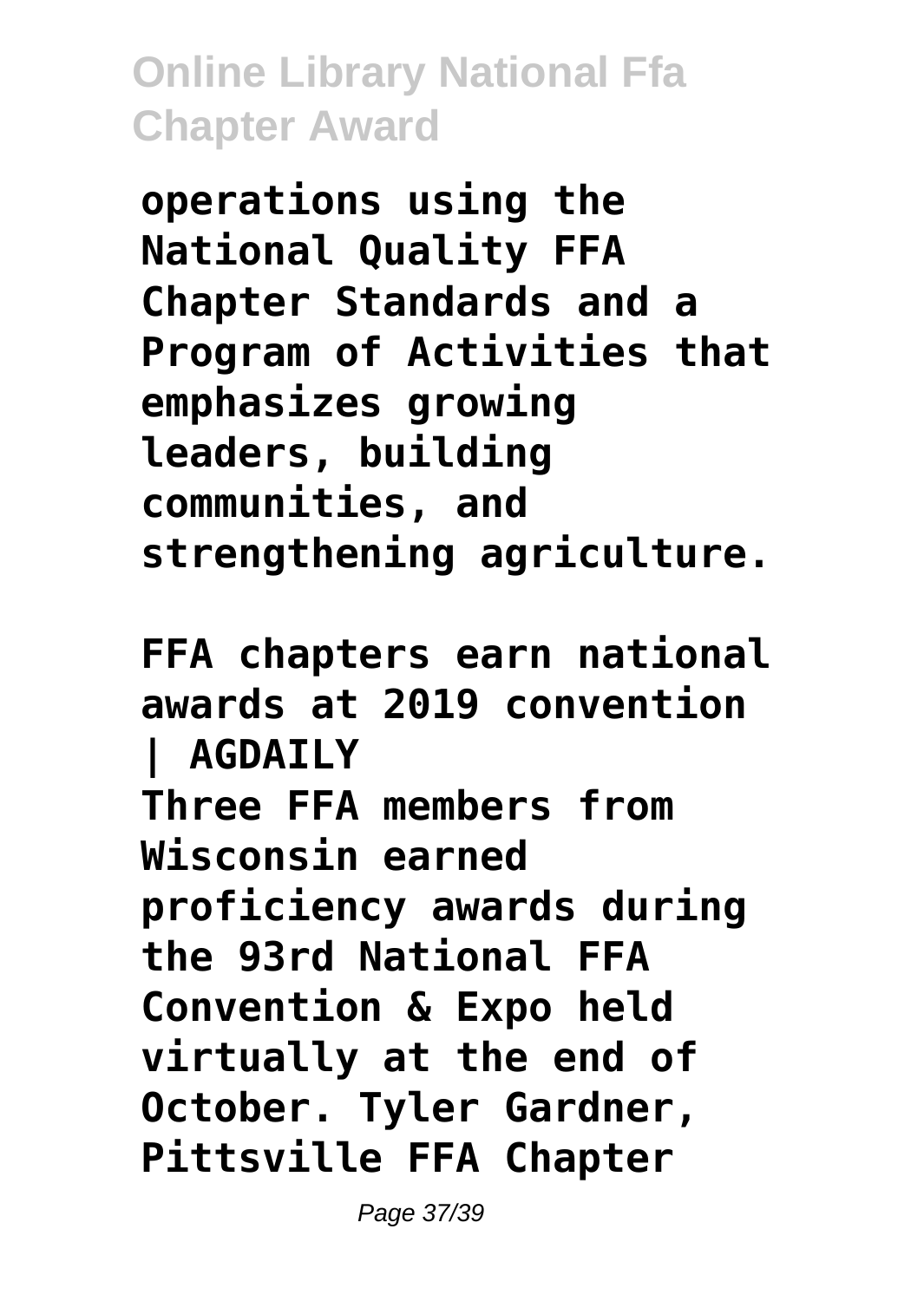**operations using the National Quality FFA Chapter Standards and a Program of Activities that emphasizes growing leaders, building communities, and strengthening agriculture.**

**FFA chapters earn national awards at 2019 convention | AGDAILY**

**Three FFA members from Wisconsin earned proficiency awards during the 93rd National FFA Convention & Expo held virtually at the end of October. Tyler Gardner, Pittsville FFA Chapter**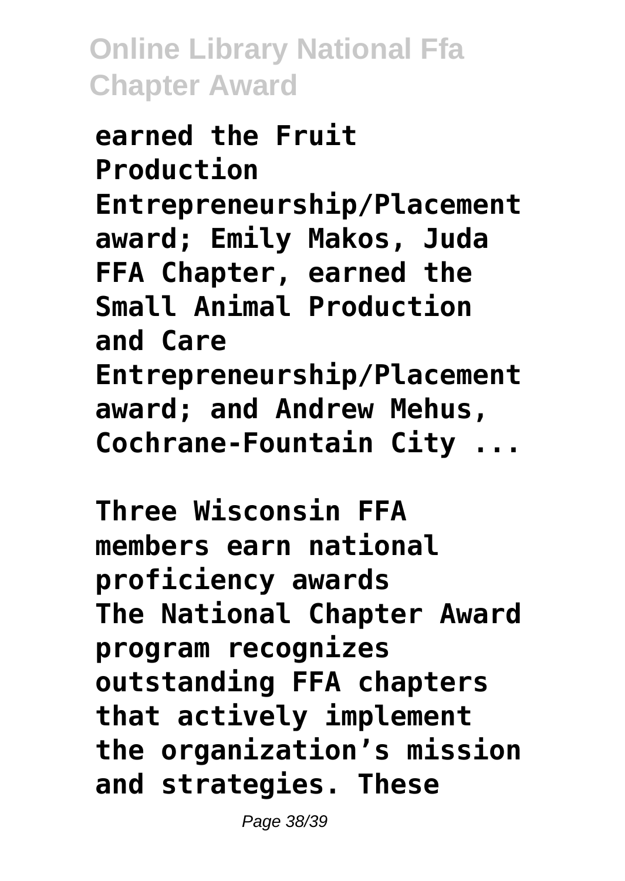**earned the Fruit Production Entrepreneurship/Placement award; Emily Makos, Juda FFA Chapter, earned the Small Animal Production and Care Entrepreneurship/Placement award; and Andrew Mehus, Cochrane-Fountain City ...**

**Three Wisconsin FFA members earn national proficiency awards**

**The National Chapter Award program recognizes outstanding FFA chapters that actively implement the organization’s mission and strategies. These**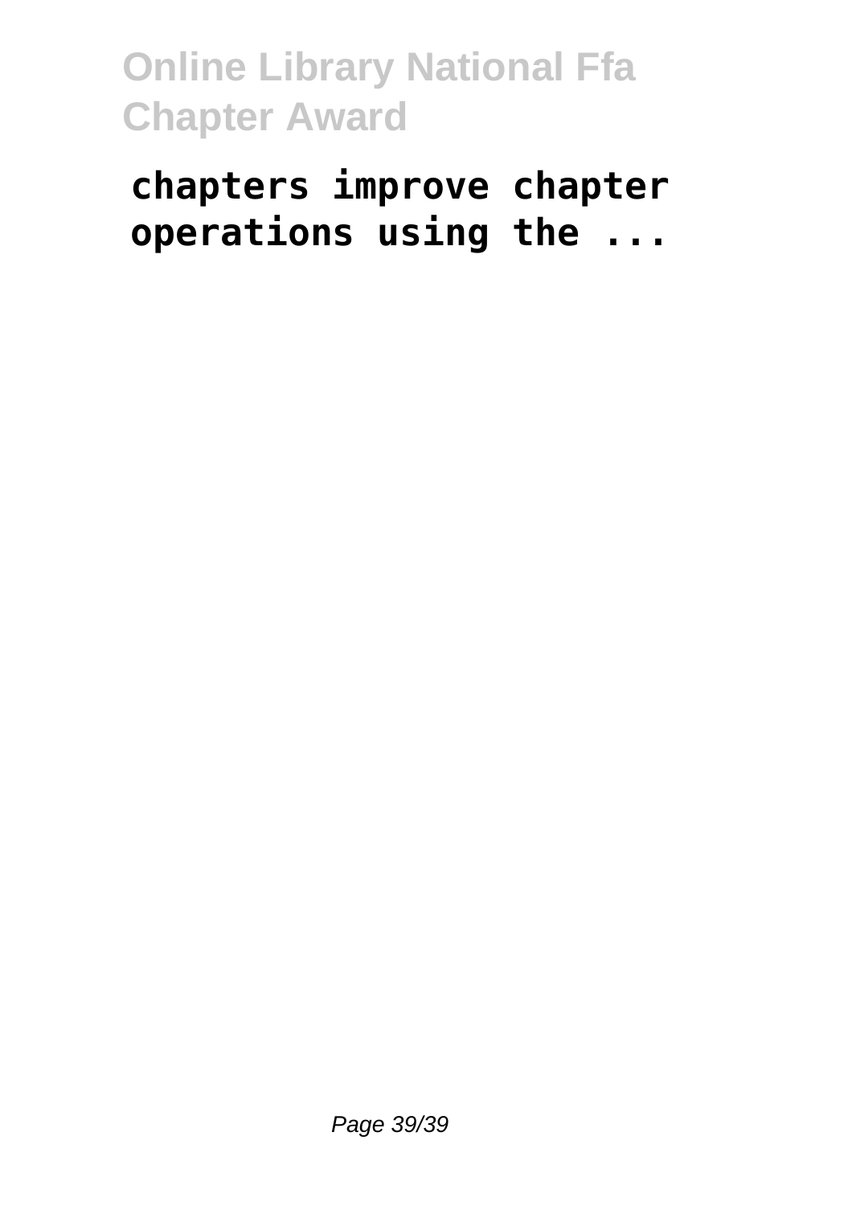chapters improve chapter operations using the ...